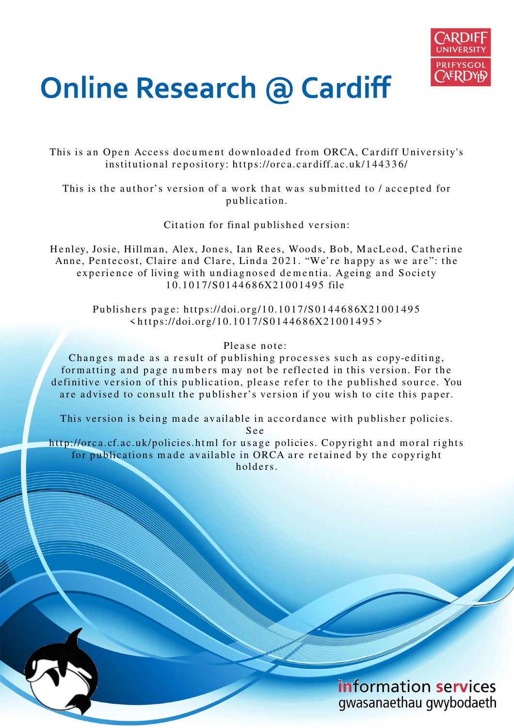# Online Research @ Cardiff

This is an Open Access document downloaded from ORCA, Cardiff University's institutional repository: https://orca.cardiff.ac.uk/144336/

This is the author's version of a work that was submitted to / accepted for publication.

Citation for final published version:

Henley, Josie, Hillman, Alex, Jones, Ian Rees, Woods, Bob, MacLeod, Catherine Anne, Pentecost, Claire and Clare, Linda 2021. "We're happy as we are": the experience of living with undiagnosed dementia. Ageing and Society 10.1017/S0144686X21001495 file

Publishers page: https://doi.org/10.1017/S0144686X21001495 <https://doi.org/10.1017/S0144686X21001495>

Please note:
Changes made as a result of publishing processes such as copy-editing, formatting and page numbers may not be reflected in this version. For the definitive version of this publication, please refer to the published source. You are advised to consult the publisher's version if you wish to cite this paper.

This version is being made available in accordance with publisher policies. See http://orca.cf.ac.uk/policies.html for usage policies. Copyright and moral rights for publications made available in ORCA are retained by the copyright holders.

information services
gwasanaethau gwybodaeth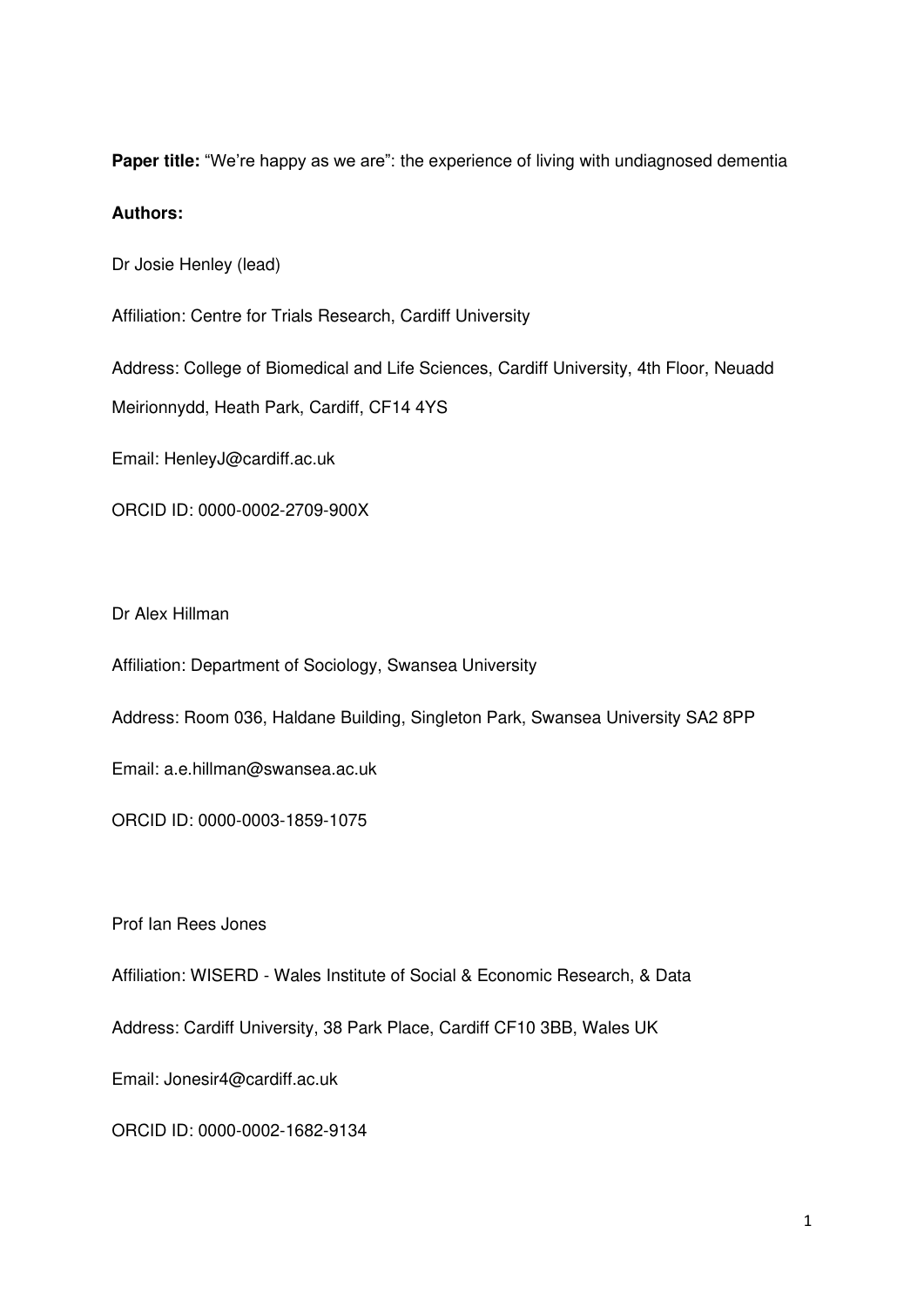**Paper title:** "We're happy as we are": the experience of living with undiagnosed dementia

**Authors:**

Dr Josie Henley (lead)

Affiliation: Centre for Trials Research, Cardiff University

Address: College of Biomedical and Life Sciences, Cardiff University, 4th Floor, Neuadd Meirionnydd, Heath Park, Cardiff, CF14 4YS

Email: HenleyJ@cardiff.ac.uk

ORCID ID: 0000-0002-2709-900X

Dr Alex Hillman

Affiliation: Department of Sociology, Swansea University

Address: Room 036, Haldane Building, Singleton Park, Swansea University SA2 8PP

Email: a.e.hillman@swansea.ac.uk

ORCID ID: 0000-0003-1859-1075

Prof Ian Rees Jones

Affiliation: WISERD - Wales Institute of Social & Economic Research, & Data

Address: Cardiff University, 38 Park Place, Cardiff CF10 3BB, Wales UK

Email: Jonesir4@cardiff.ac.uk

ORCID ID: 0000-0002-1682-9134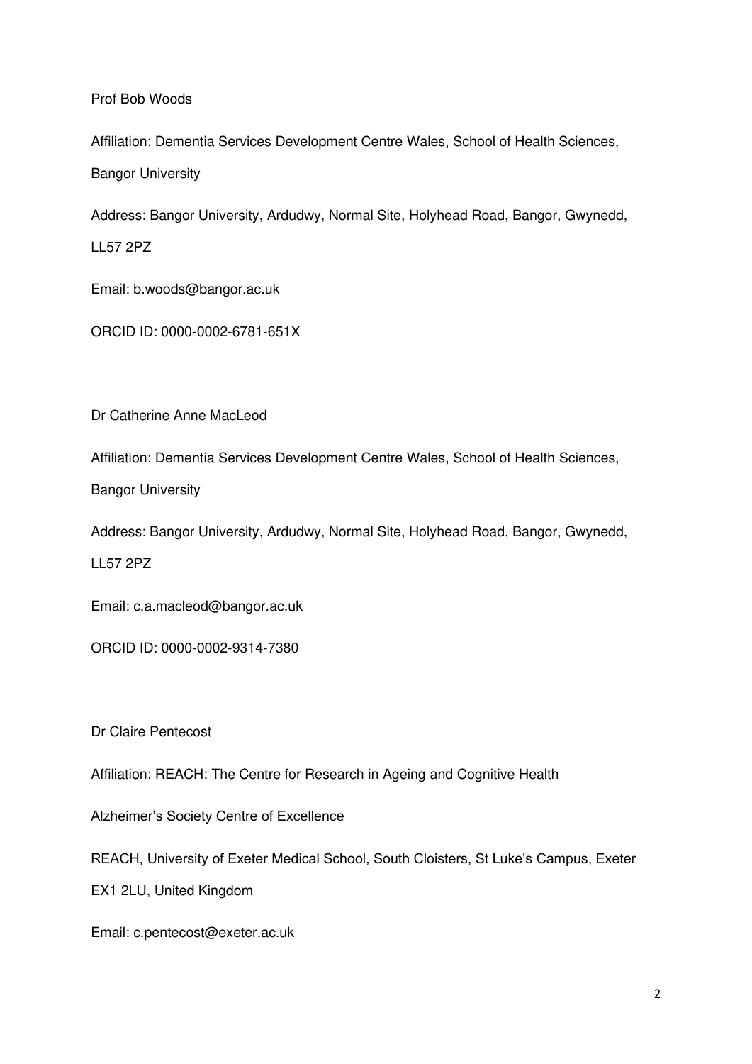Prof Bob Woods

Affiliation: Dementia Services Development Centre Wales, School of Health Sciences, Bangor University

Address: Bangor University, Ardudwy, Normal Site, Holyhead Road, Bangor, Gwynedd, LL57 2PZ

Email: b.woods@bangor.ac.uk

ORCID ID: 0000-0002-6781-651X

Dr Catherine Anne MacLeod

Affiliation: Dementia Services Development Centre Wales, School of Health Sciences, Bangor University

Address: Bangor University, Ardudwy, Normal Site, Holyhead Road, Bangor, Gwynedd, LL57 2PZ

Email: c.a.macleod@bangor.ac.uk

ORCID ID: 0000-0002-9314-7380

Dr Claire Pentecost

Affiliation: REACH: The Centre for Research in Ageing and Cognitive Health

Alzheimer's Society Centre of Excellence

REACH, University of Exeter Medical School, South Cloisters, St Luke's Campus, Exeter EX1 2LU, United Kingdom

Email: c.pentecost@exeter.ac.uk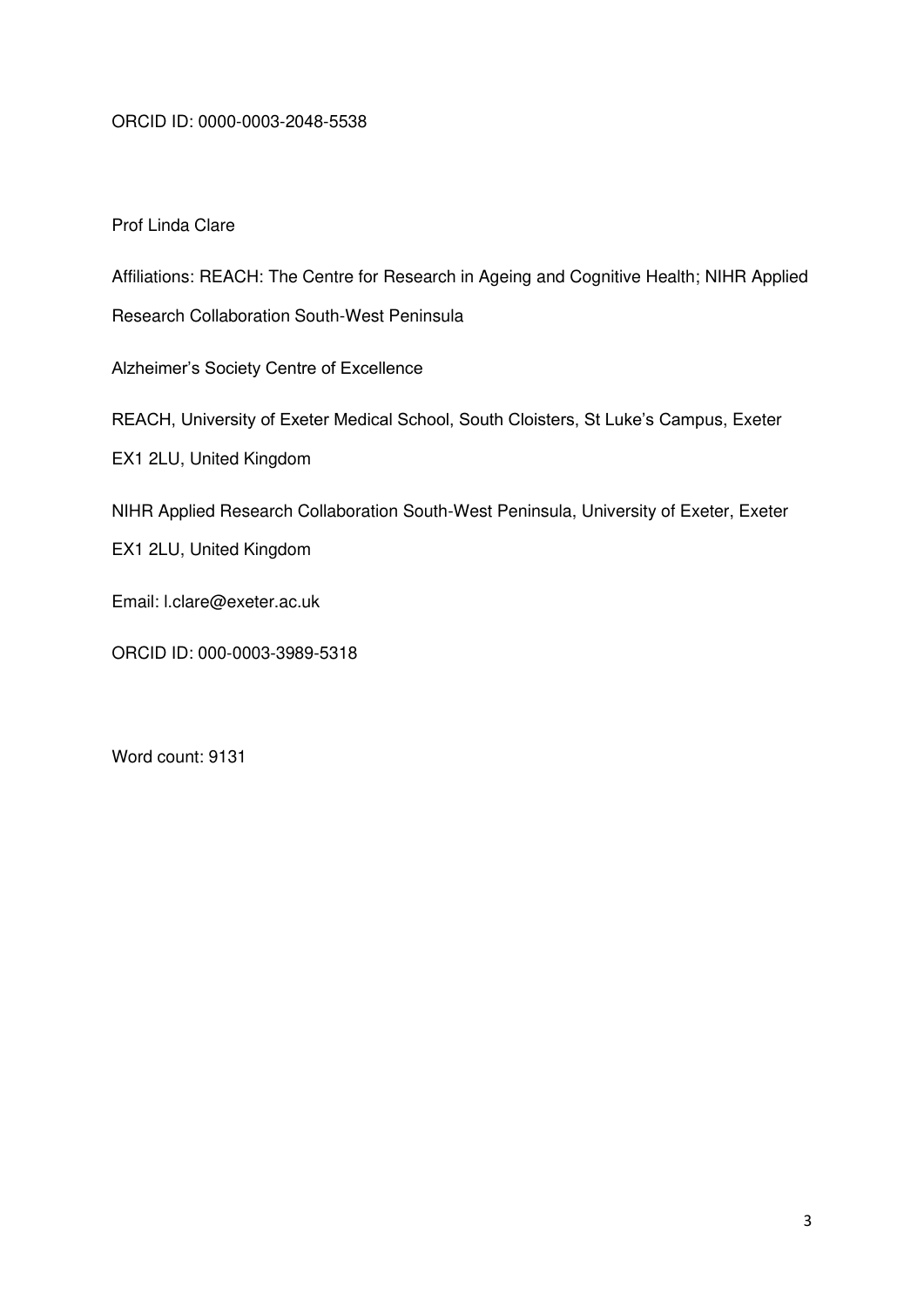ORCID ID: 0000-0003-2048-5538

Prof Linda Clare

Affiliations: REACH: The Centre for Research in Ageing and Cognitive Health; NIHR Applied Research Collaboration South-West Peninsula

Alzheimer's Society Centre of Excellence

REACH, University of Exeter Medical School, South Cloisters, St Luke's Campus, Exeter EX1 2LU, United Kingdom

NIHR Applied Research Collaboration South-West Peninsula, University of Exeter, Exeter EX1 2LU, United Kingdom

Email: l.clare@exeter.ac.uk

ORCID ID: 000-0003-3989-5318

Word count: 9131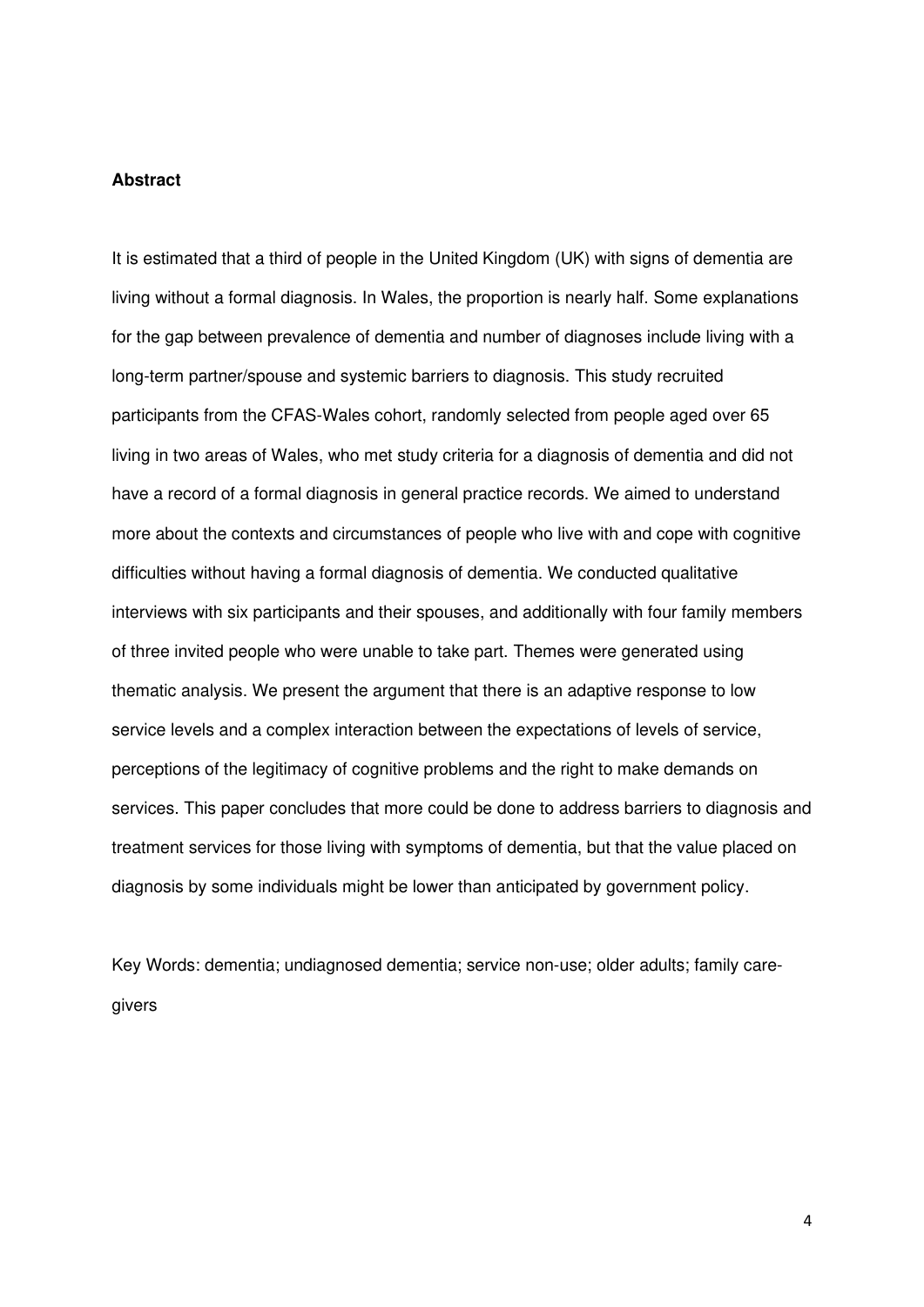**Abstract**

It is estimated that a third of people in the United Kingdom (UK) with signs of dementia are living without a formal diagnosis. In Wales, the proportion is nearly half. Some explanations for the gap between prevalence of dementia and number of diagnoses include living with a long-term partner/spouse and systemic barriers to diagnosis. This study recruited participants from the CFAS-Wales cohort, randomly selected from people aged over 65 living in two areas of Wales, who met study criteria for a diagnosis of dementia and did not have a record of a formal diagnosis in general practice records. We aimed to understand more about the contexts and circumstances of people who live with and cope with cognitive difficulties without having a formal diagnosis of dementia. We conducted qualitative interviews with six participants and their spouses, and additionally with four family members of three invited people who were unable to take part. Themes were generated using thematic analysis. We present the argument that there is an adaptive response to low service levels and a complex interaction between the expectations of levels of service, perceptions of the legitimacy of cognitive problems and the right to make demands on services. This paper concludes that more could be done to address barriers to diagnosis and treatment services for those living with symptoms of dementia, but that the value placed on diagnosis by some individuals might be lower than anticipated by government policy.

Key Words: dementia; undiagnosed dementia; service non-use; older adults; family care-givers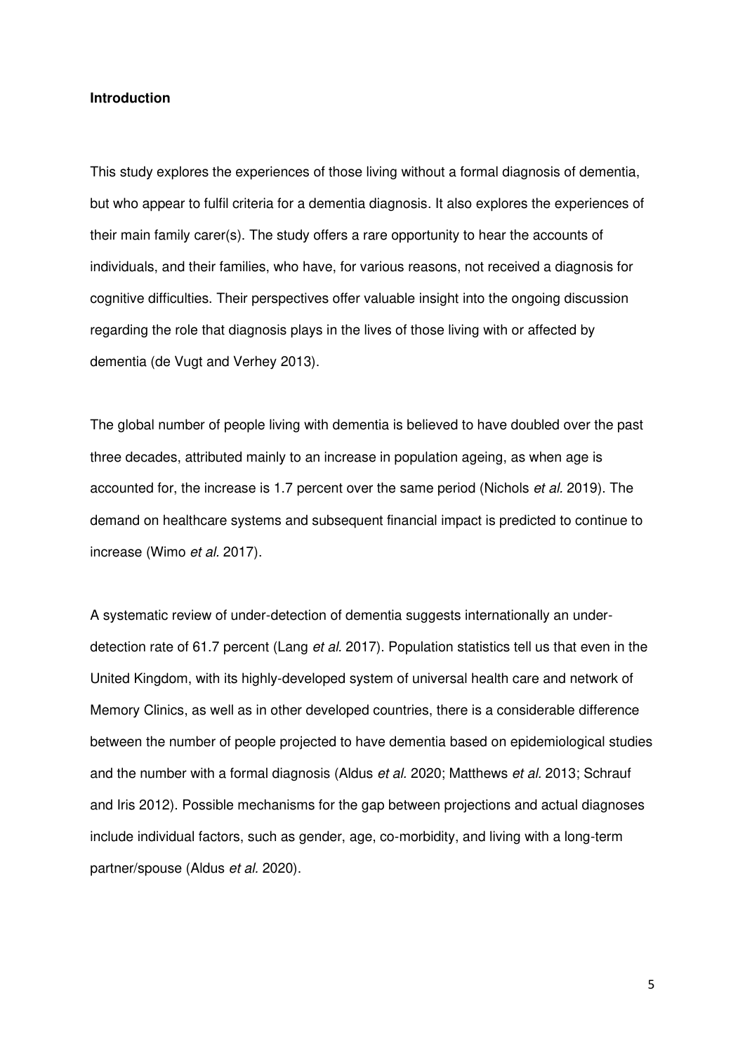**Introduction**

This study explores the experiences of those living without a formal diagnosis of dementia, but who appear to fulfil criteria for a dementia diagnosis. It also explores the experiences of their main family carer(s). The study offers a rare opportunity to hear the accounts of individuals, and their families, who have, for various reasons, not received a diagnosis for cognitive difficulties. Their perspectives offer valuable insight into the ongoing discussion regarding the role that diagnosis plays in the lives of those living with or affected by dementia (de Vugt and Verhey 2013).

The global number of people living with dementia is believed to have doubled over the past three decades, attributed mainly to an increase in population ageing, as when age is accounted for, the increase is 1.7 percent over the same period (Nichols *et al.* 2019). The demand on healthcare systems and subsequent financial impact is predicted to continue to increase (Wimo *et al.* 2017).

A systematic review of under-detection of dementia suggests internationally an under-detection rate of 61.7 percent (Lang *et al.* 2017). Population statistics tell us that even in the United Kingdom, with its highly-developed system of universal health care and network of Memory Clinics, as well as in other developed countries, there is a considerable difference between the number of people projected to have dementia based on epidemiological studies and the number with a formal diagnosis (Aldus *et al.* 2020; Matthews *et al.* 2013; Schrauf and Iris 2012). Possible mechanisms for the gap between projections and actual diagnoses include individual factors, such as gender, age, co-morbidity, and living with a long-term partner/spouse (Aldus *et al.* 2020).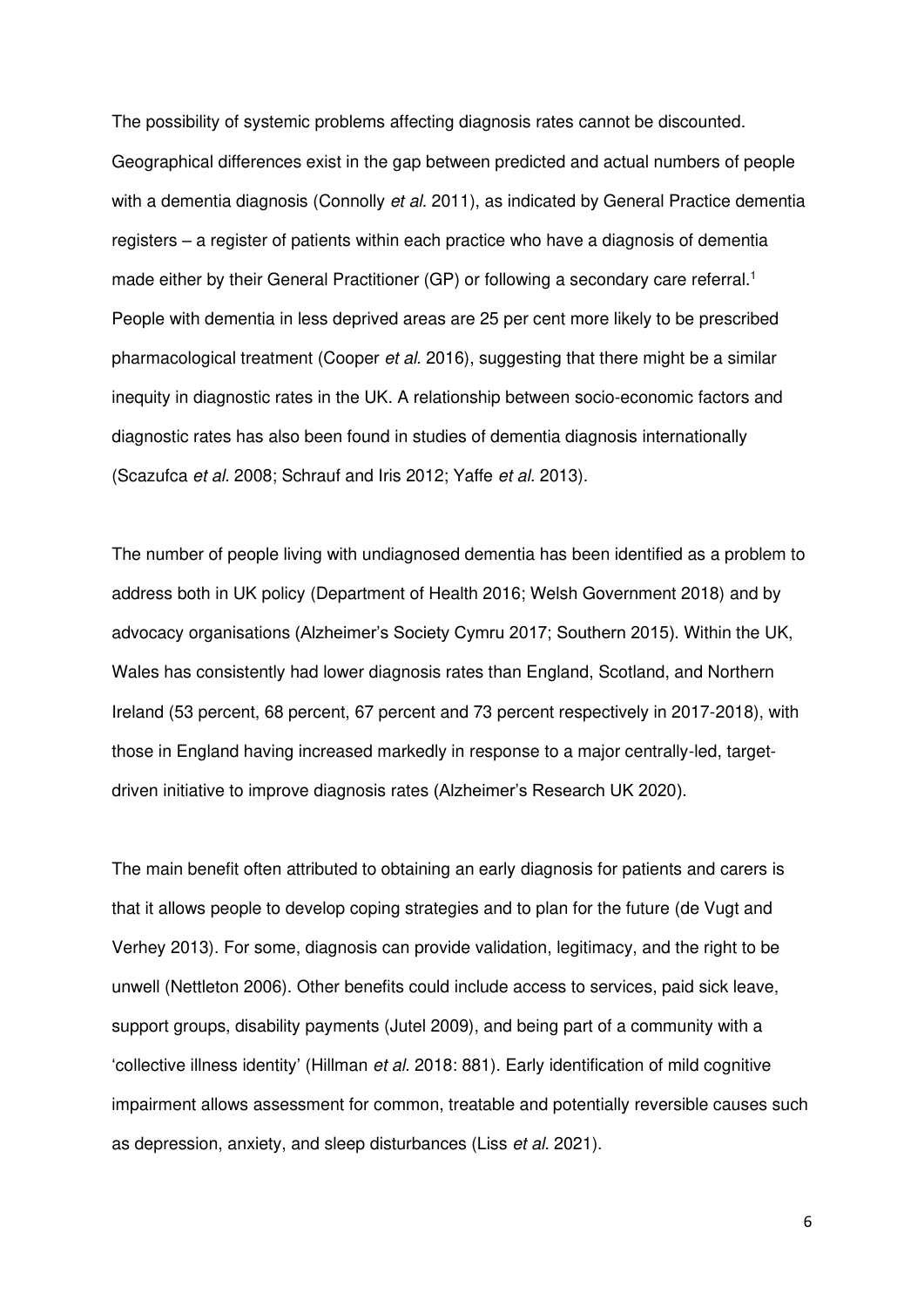The possibility of systemic problems affecting diagnosis rates cannot be discounted. Geographical differences exist in the gap between predicted and actual numbers of people with a dementia diagnosis (Connolly *et al.* 2011), as indicated by General Practice dementia registers – a register of patients within each practice who have a diagnosis of dementia made either by their General Practitioner (GP) or following a secondary care referral.[1] People with dementia in less deprived areas are 25 per cent more likely to be prescribed pharmacological treatment (Cooper *et al.* 2016), suggesting that there might be a similar inequity in diagnostic rates in the UK. A relationship between socio-economic factors and diagnostic rates has also been found in studies of dementia diagnosis internationally (Scazufca *et al.* 2008; Schrauf and Iris 2012; Yaffe *et al.* 2013).

The number of people living with undiagnosed dementia has been identified as a problem to address both in UK policy (Department of Health 2016; Welsh Government 2018) and by advocacy organisations (Alzheimer's Society Cymru 2017; Southern 2015). Within the UK, Wales has consistently had lower diagnosis rates than England, Scotland, and Northern Ireland (53 percent, 68 percent, 67 percent and 73 percent respectively in 2017-2018), with those in England having increased markedly in response to a major centrally-led, target-driven initiative to improve diagnosis rates (Alzheimer's Research UK 2020).

The main benefit often attributed to obtaining an early diagnosis for patients and carers is that it allows people to develop coping strategies and to plan for the future (de Vugt and Verhey 2013). For some, diagnosis can provide validation, legitimacy, and the right to be unwell (Nettleton 2006). Other benefits could include access to services, paid sick leave, support groups, disability payments (Jutel 2009), and being part of a community with a 'collective illness identity' (Hillman *et al.* 2018: 881). Early identification of mild cognitive impairment allows assessment for common, treatable and potentially reversible causes such as depression, anxiety, and sleep disturbances (Liss *et al.* 2021).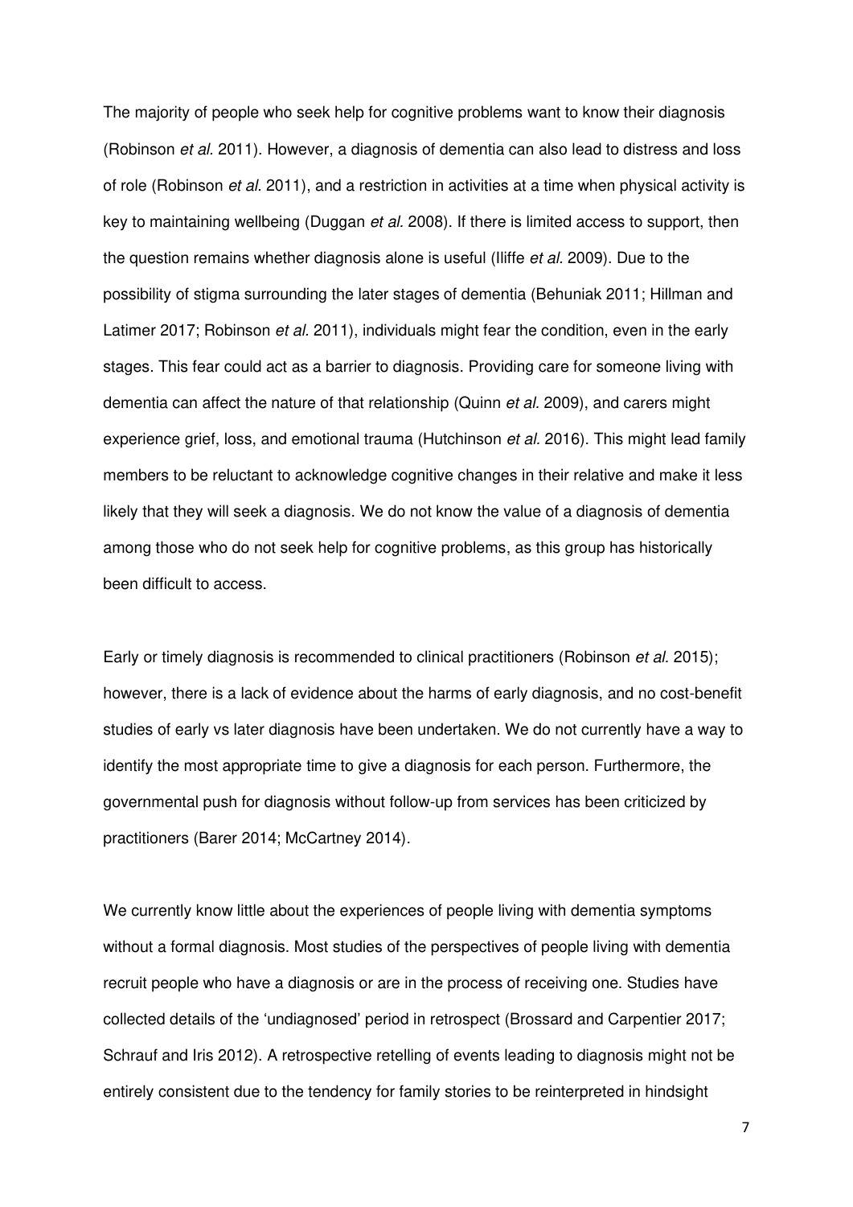The majority of people who seek help for cognitive problems want to know their diagnosis (Robinson *et al.* 2011). However, a diagnosis of dementia can also lead to distress and loss of role (Robinson *et al.* 2011), and a restriction in activities at a time when physical activity is key to maintaining wellbeing (Duggan *et al.* 2008). If there is limited access to support, then the question remains whether diagnosis alone is useful (Iliffe *et al.* 2009). Due to the possibility of stigma surrounding the later stages of dementia (Behuniak 2011; Hillman and Latimer 2017; Robinson *et al.* 2011), individuals might fear the condition, even in the early stages. This fear could act as a barrier to diagnosis. Providing care for someone living with dementia can affect the nature of that relationship (Quinn *et al.* 2009), and carers might experience grief, loss, and emotional trauma (Hutchinson *et al.* 2016). This might lead family members to be reluctant to acknowledge cognitive changes in their relative and make it less likely that they will seek a diagnosis. We do not know the value of a diagnosis of dementia among those who do not seek help for cognitive problems, as this group has historically been difficult to access.

Early or timely diagnosis is recommended to clinical practitioners (Robinson *et al.* 2015); however, there is a lack of evidence about the harms of early diagnosis, and no cost-benefit studies of early vs later diagnosis have been undertaken. We do not currently have a way to identify the most appropriate time to give a diagnosis for each person. Furthermore, the governmental push for diagnosis without follow-up from services has been criticized by practitioners (Barer 2014; McCartney 2014).

We currently know little about the experiences of people living with dementia symptoms without a formal diagnosis. Most studies of the perspectives of people living with dementia recruit people who have a diagnosis or are in the process of receiving one. Studies have collected details of the 'undiagnosed' period in retrospect (Brossard and Carpentier 2017; Schrauf and Iris 2012). A retrospective retelling of events leading to diagnosis might not be entirely consistent due to the tendency for family stories to be reinterpreted in hindsight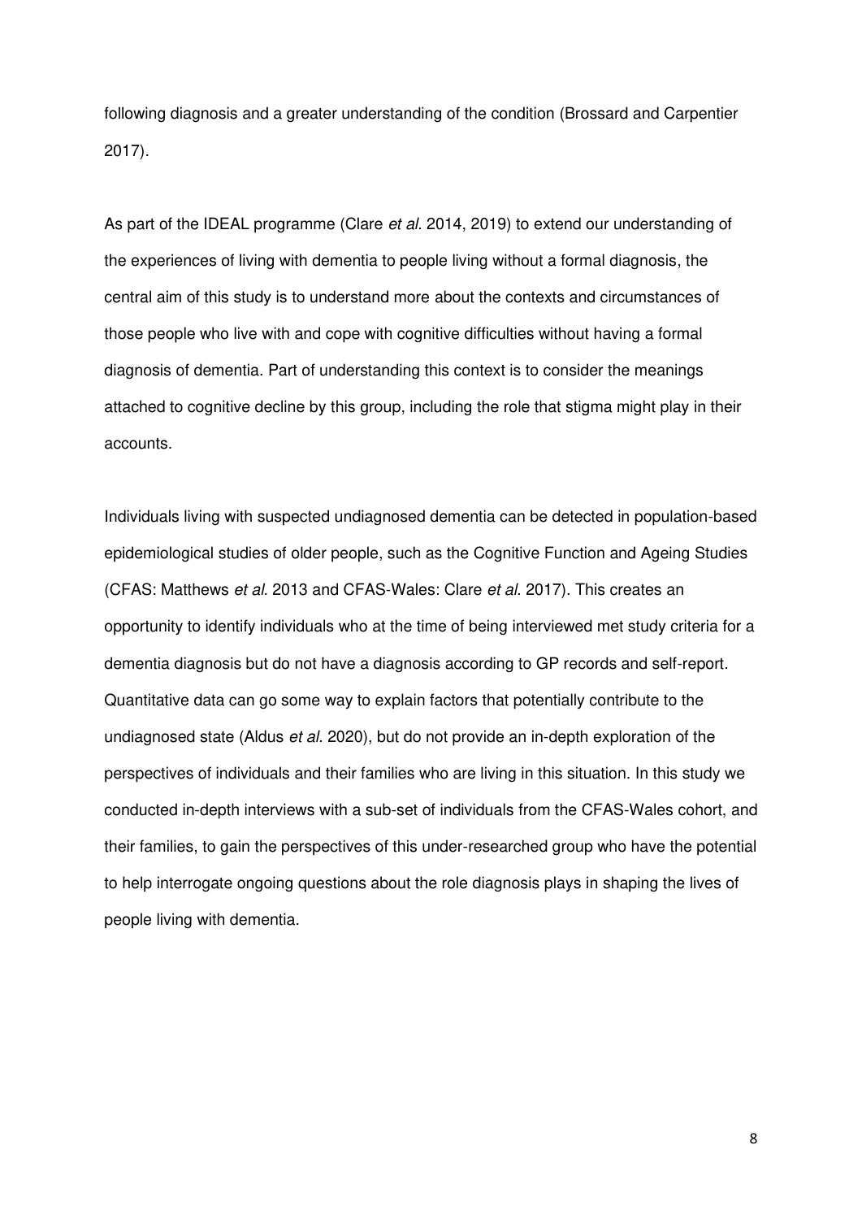following diagnosis and a greater understanding of the condition (Brossard and Carpentier 2017).

As part of the IDEAL programme (Clare *et al.* 2014, 2019) to extend our understanding of the experiences of living with dementia to people living without a formal diagnosis, the central aim of this study is to understand more about the contexts and circumstances of those people who live with and cope with cognitive difficulties without having a formal diagnosis of dementia. Part of understanding this context is to consider the meanings attached to cognitive decline by this group, including the role that stigma might play in their accounts.

Individuals living with suspected undiagnosed dementia can be detected in population-based epidemiological studies of older people, such as the Cognitive Function and Ageing Studies (CFAS: Matthews *et al.* 2013 and CFAS-Wales: Clare *et al.* 2017). This creates an opportunity to identify individuals who at the time of being interviewed met study criteria for a dementia diagnosis but do not have a diagnosis according to GP records and self-report. Quantitative data can go some way to explain factors that potentially contribute to the undiagnosed state (Aldus *et al.* 2020), but do not provide an in-depth exploration of the perspectives of individuals and their families who are living in this situation. In this study we conducted in-depth interviews with a sub-set of individuals from the CFAS-Wales cohort, and their families, to gain the perspectives of this under-researched group who have the potential to help interrogate ongoing questions about the role diagnosis plays in shaping the lives of people living with dementia.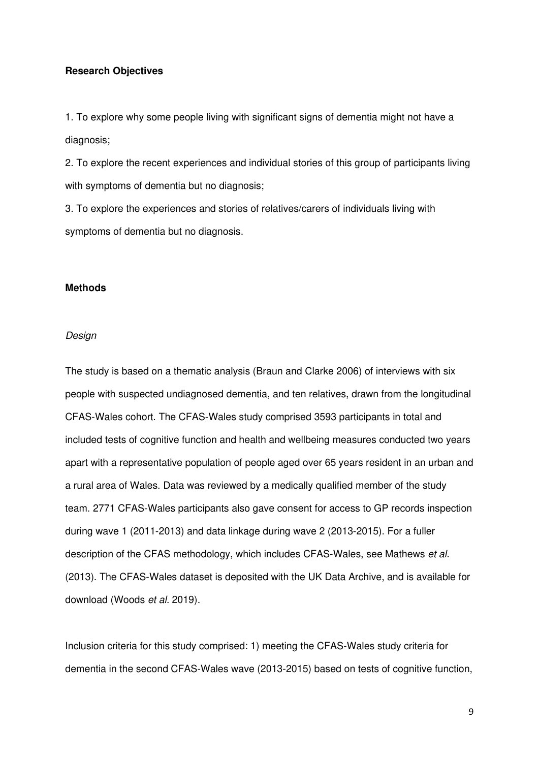**Research Objectives**

1. To explore why some people living with significant signs of dementia might not have a diagnosis;
2. To explore the recent experiences and individual stories of this group of participants living with symptoms of dementia but no diagnosis;
3. To explore the experiences and stories of relatives/carers of individuals living with symptoms of dementia but no diagnosis.

**Methods**

*Design*

The study is based on a thematic analysis (Braun and Clarke 2006) of interviews with six people with suspected undiagnosed dementia, and ten relatives, drawn from the longitudinal CFAS-Wales cohort. The CFAS-Wales study comprised 3593 participants in total and included tests of cognitive function and health and wellbeing measures conducted two years apart with a representative population of people aged over 65 years resident in an urban and a rural area of Wales. Data was reviewed by a medically qualified member of the study team. 2771 CFAS-Wales participants also gave consent for access to GP records inspection during wave 1 (2011-2013) and data linkage during wave 2 (2013-2015). For a fuller description of the CFAS methodology, which includes CFAS-Wales, see Mathews *et al.* (2013). The CFAS-Wales dataset is deposited with the UK Data Archive, and is available for download (Woods *et al.* 2019).

Inclusion criteria for this study comprised: 1) meeting the CFAS-Wales study criteria for dementia in the second CFAS-Wales wave (2013-2015) based on tests of cognitive function,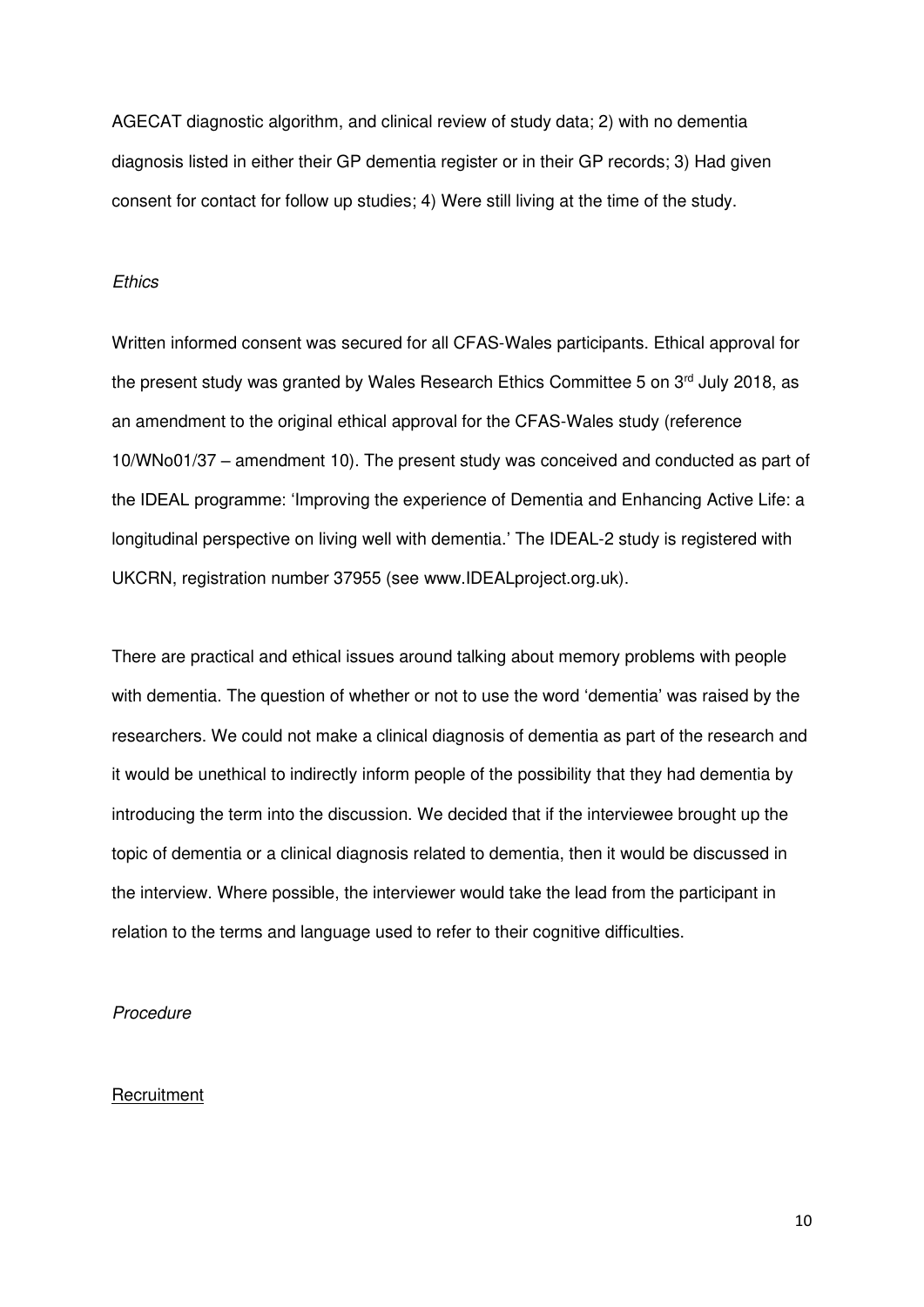AGECAT diagnostic algorithm, and clinical review of study data; 2) with no dementia diagnosis listed in either their GP dementia register or in their GP records; 3) Had given consent for contact for follow up studies; 4) Were still living at the time of the study.

*Ethics*

Written informed consent was secured for all CFAS-Wales participants. Ethical approval for the present study was granted by Wales Research Ethics Committee 5 on 3rd July 2018, as an amendment to the original ethical approval for the CFAS-Wales study (reference 10/WNo01/37 – amendment 10). The present study was conceived and conducted as part of the IDEAL programme: 'Improving the experience of Dementia and Enhancing Active Life: a longitudinal perspective on living well with dementia.' The IDEAL-2 study is registered with UKCRN, registration number 37955 (see www.IDEALproject.org.uk).

There are practical and ethical issues around talking about memory problems with people with dementia. The question of whether or not to use the word 'dementia' was raised by the researchers. We could not make a clinical diagnosis of dementia as part of the research and it would be unethical to indirectly inform people of the possibility that they had dementia by introducing the term into the discussion. We decided that if the interviewee brought up the topic of dementia or a clinical diagnosis related to dementia, then it would be discussed in the interview. Where possible, the interviewer would take the lead from the participant in relation to the terms and language used to refer to their cognitive difficulties.

*Procedure*

<u>Recruitment</u>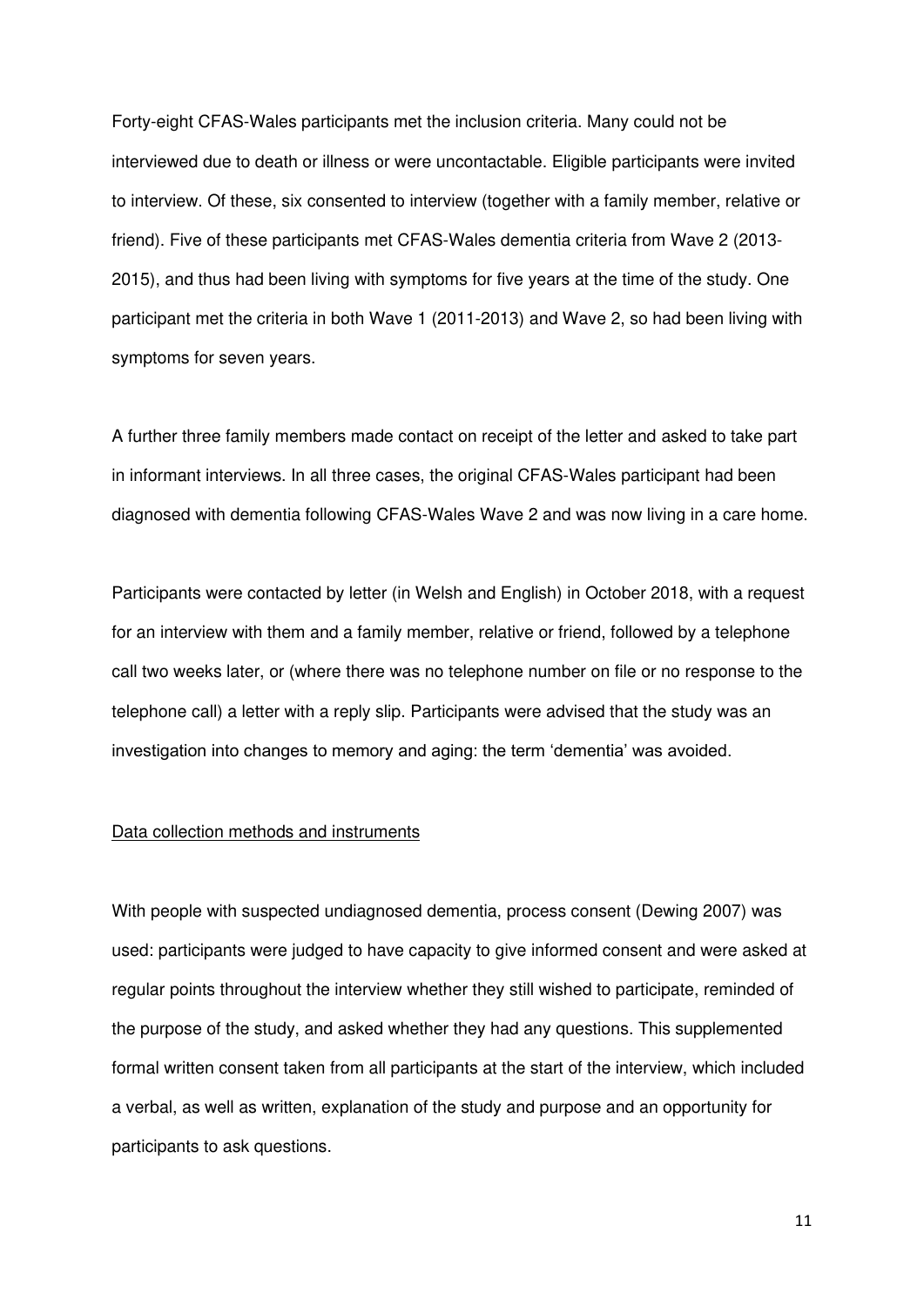Forty-eight CFAS-Wales participants met the inclusion criteria. Many could not be interviewed due to death or illness or were uncontactable. Eligible participants were invited to interview. Of these, six consented to interview (together with a family member, relative or friend). Five of these participants met CFAS-Wales dementia criteria from Wave 2 (2013-2015), and thus had been living with symptoms for five years at the time of the study. One participant met the criteria in both Wave 1 (2011-2013) and Wave 2, so had been living with symptoms for seven years.

A further three family members made contact on receipt of the letter and asked to take part in informant interviews. In all three cases, the original CFAS-Wales participant had been diagnosed with dementia following CFAS-Wales Wave 2 and was now living in a care home.

Participants were contacted by letter (in Welsh and English) in October 2018, with a request for an interview with them and a family member, relative or friend, followed by a telephone call two weeks later, or (where there was no telephone number on file or no response to the telephone call) a letter with a reply slip. Participants were advised that the study was an investigation into changes to memory and aging: the term 'dementia' was avoided.

## Data collection methods and instruments

With people with suspected undiagnosed dementia, process consent (Dewing 2007) was used: participants were judged to have capacity to give informed consent and were asked at regular points throughout the interview whether they still wished to participate, reminded of the purpose of the study, and asked whether they had any questions. This supplemented formal written consent taken from all participants at the start of the interview, which included a verbal, as well as written, explanation of the study and purpose and an opportunity for participants to ask questions.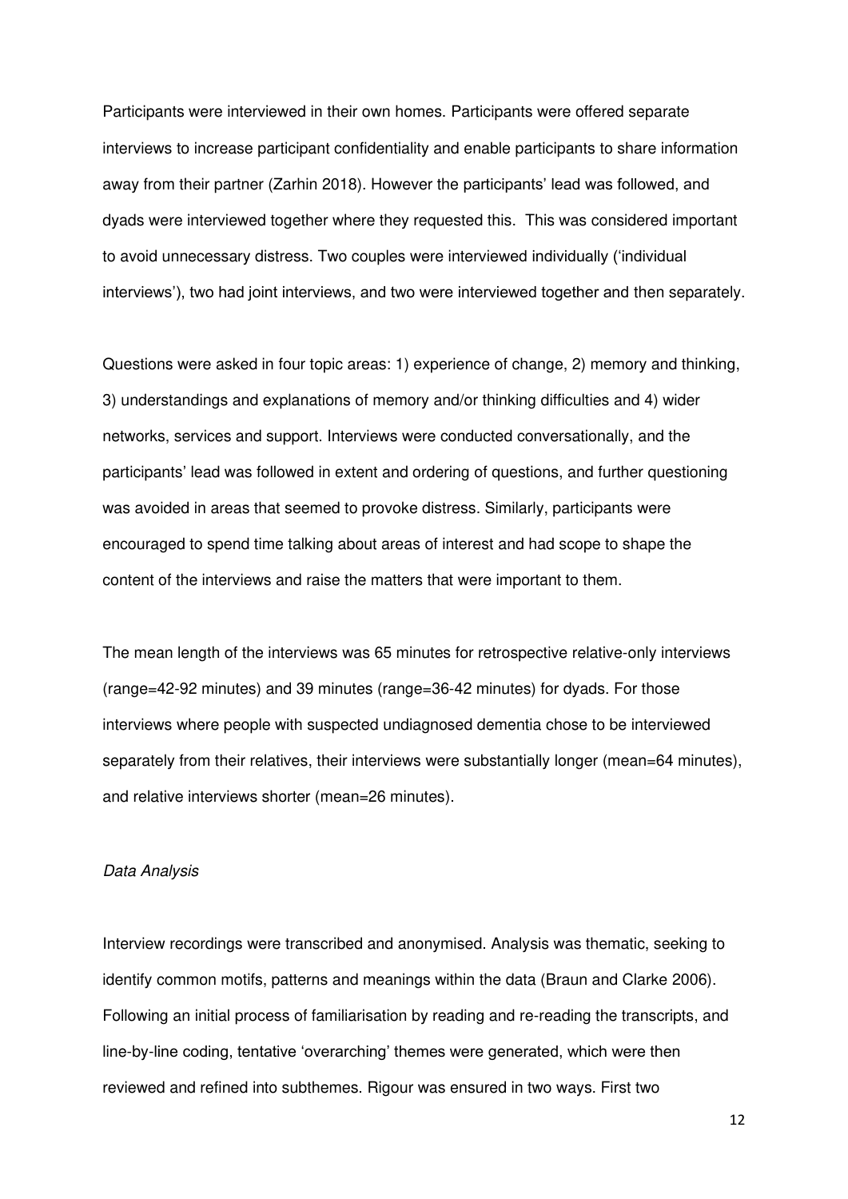Participants were interviewed in their own homes. Participants were offered separate interviews to increase participant confidentiality and enable participants to share information away from their partner (Zarhin 2018). However the participants' lead was followed, and dyads were interviewed together where they requested this. This was considered important to avoid unnecessary distress. Two couples were interviewed individually ('individual interviews'), two had joint interviews, and two were interviewed together and then separately.

Questions were asked in four topic areas: 1) experience of change, 2) memory and thinking, 3) understandings and explanations of memory and/or thinking difficulties and 4) wider networks, services and support. Interviews were conducted conversationally, and the participants' lead was followed in extent and ordering of questions, and further questioning was avoided in areas that seemed to provoke distress. Similarly, participants were encouraged to spend time talking about areas of interest and had scope to shape the content of the interviews and raise the matters that were important to them.

The mean length of the interviews was 65 minutes for retrospective relative-only interviews (range=42-92 minutes) and 39 minutes (range=36-42 minutes) for dyads. For those interviews where people with suspected undiagnosed dementia chose to be interviewed separately from their relatives, their interviews were substantially longer (mean=64 minutes), and relative interviews shorter (mean=26 minutes).

*Data Analysis*

Interview recordings were transcribed and anonymised. Analysis was thematic, seeking to identify common motifs, patterns and meanings within the data (Braun and Clarke 2006). Following an initial process of familiarisation by reading and re-reading the transcripts, and line-by-line coding, tentative 'overarching' themes were generated, which were then reviewed and refined into subthemes. Rigour was ensured in two ways. First two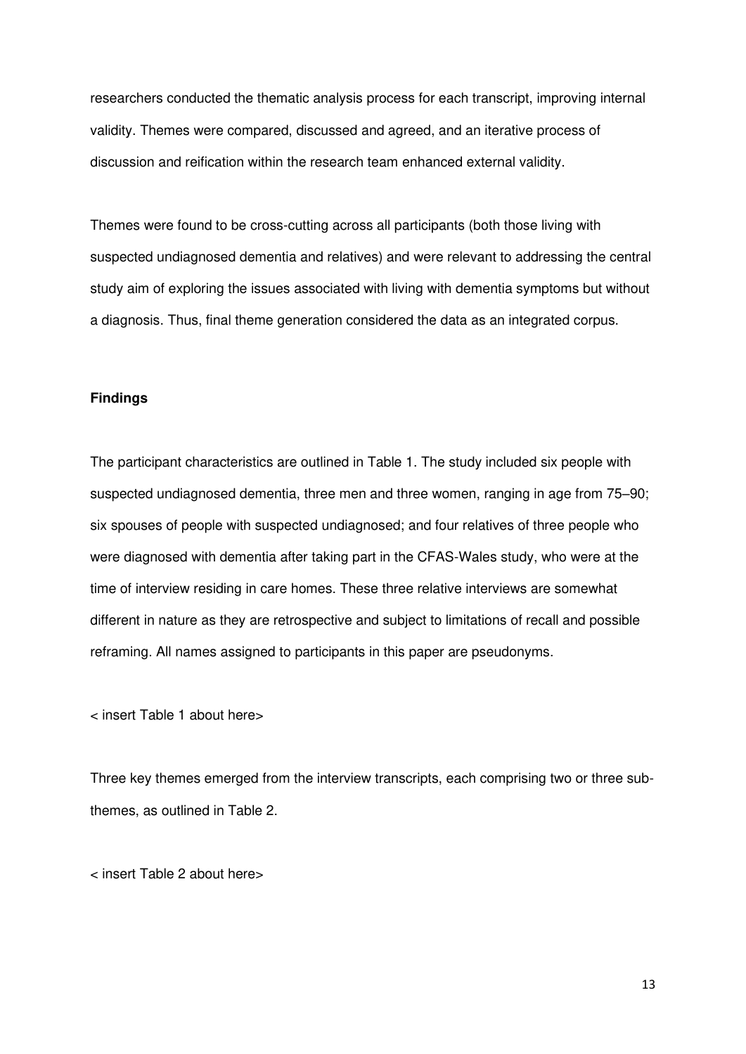researchers conducted the thematic analysis process for each transcript, improving internal validity. Themes were compared, discussed and agreed, and an iterative process of discussion and reification within the research team enhanced external validity.

Themes were found to be cross-cutting across all participants (both those living with suspected undiagnosed dementia and relatives) and were relevant to addressing the central study aim of exploring the issues associated with living with dementia symptoms but without a diagnosis. Thus, final theme generation considered the data as an integrated corpus.

## Findings

The participant characteristics are outlined in Table 1. The study included six people with suspected undiagnosed dementia, three men and three women, ranging in age from 75–90; six spouses of people with suspected undiagnosed; and four relatives of three people who were diagnosed with dementia after taking part in the CFAS-Wales study, who were at the time of interview residing in care homes. These three relative interviews are somewhat different in nature as they are retrospective and subject to limitations of recall and possible reframing. All names assigned to participants in this paper are pseudonyms.

< insert Table 1 about here>

Three key themes emerged from the interview transcripts, each comprising two or three sub-themes, as outlined in Table 2.

< insert Table 2 about here>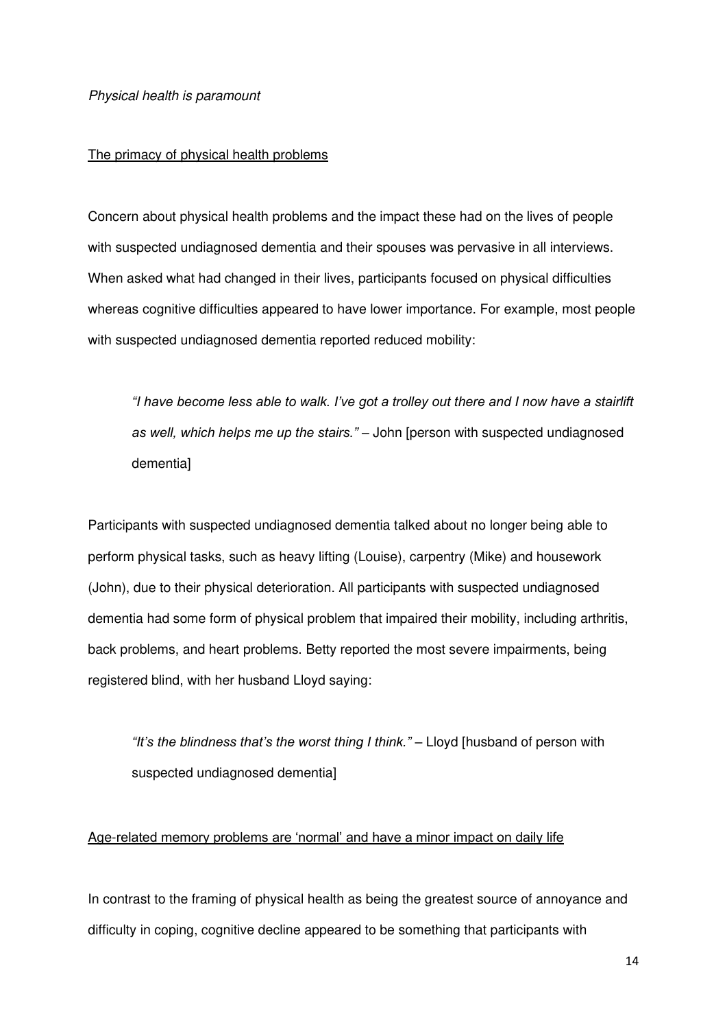*Physical health is paramount*

<u>The primacy of physical health problems</u>

Concern about physical health problems and the impact these had on the lives of people with suspected undiagnosed dementia and their spouses was pervasive in all interviews. When asked what had changed in their lives, participants focused on physical difficulties whereas cognitive difficulties appeared to have lower importance. For example, most people with suspected undiagnosed dementia reported reduced mobility:

> *"I have become less able to walk. I've got a trolley out there and I now have a stairlift as well, which helps me up the stairs."* – John [person with suspected undiagnosed dementia]

Participants with suspected undiagnosed dementia talked about no longer being able to perform physical tasks, such as heavy lifting (Louise), carpentry (Mike) and housework (John), due to their physical deterioration. All participants with suspected undiagnosed dementia had some form of physical problem that impaired their mobility, including arthritis, back problems, and heart problems. Betty reported the most severe impairments, being registered blind, with her husband Lloyd saying:

> *"It's the blindness that's the worst thing I think."* – Lloyd [husband of person with suspected undiagnosed dementia]

<u>Age-related memory problems are 'normal' and have a minor impact on daily life</u>

In contrast to the framing of physical health as being the greatest source of annoyance and difficulty in coping, cognitive decline appeared to be something that participants with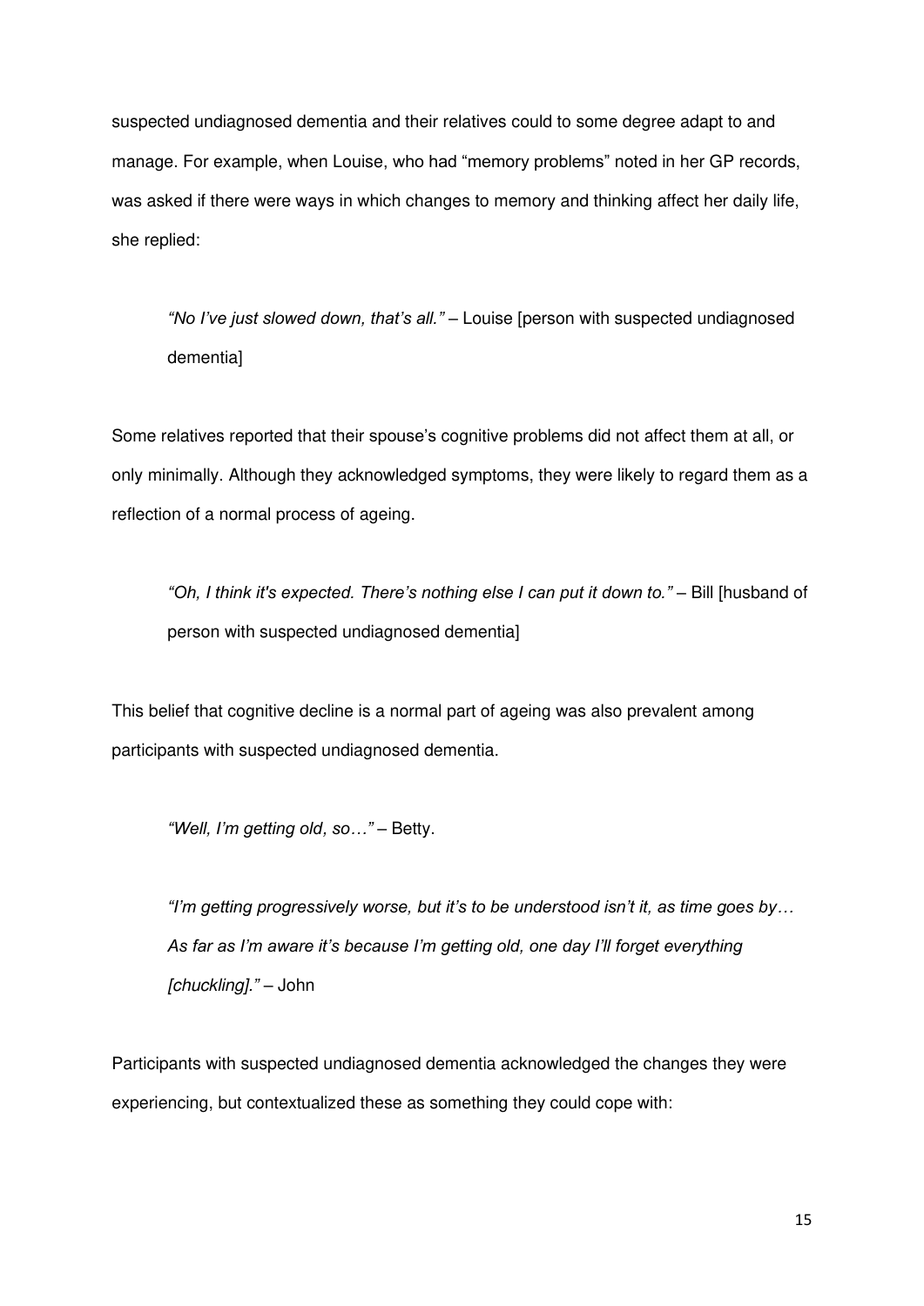suspected undiagnosed dementia and their relatives could to some degree adapt to and manage. For example, when Louise, who had "memory problems" noted in her GP records, was asked if there were ways in which changes to memory and thinking affect her daily life, she replied:

> *"No I've just slowed down, that's all."* – Louise [person with suspected undiagnosed dementia]

Some relatives reported that their spouse's cognitive problems did not affect them at all, or only minimally. Although they acknowledged symptoms, they were likely to regard them as a reflection of a normal process of ageing.

> *"Oh, I think it's expected. There's nothing else I can put it down to."* – Bill [husband of person with suspected undiagnosed dementia]

This belief that cognitive decline is a normal part of ageing was also prevalent among participants with suspected undiagnosed dementia.

> *"Well, I'm getting old, so…"* – Betty.

> *"I'm getting progressively worse, but it's to be understood isn't it, as time goes by… As far as I'm aware it's because I'm getting old, one day I'll forget everything [chuckling]."* – John

Participants with suspected undiagnosed dementia acknowledged the changes they were experiencing, but contextualized these as something they could cope with: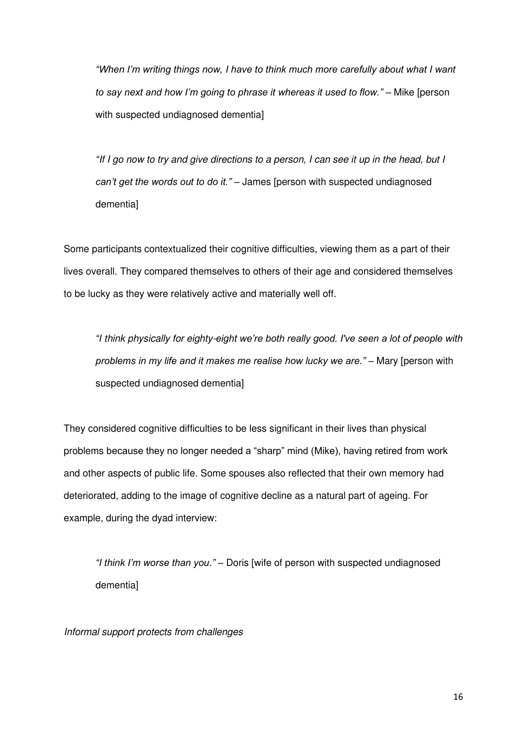> *"When I'm writing things now, I have to think much more carefully about what I want to say next and how I'm going to phrase it whereas it used to flow."* – Mike [person with suspected undiagnosed dementia]

> *"If I go now to try and give directions to a person, I can see it up in the head, but I can't get the words out to do it."* – James [person with suspected undiagnosed dementia]

Some participants contextualized their cognitive difficulties, viewing them as a part of their lives overall. They compared themselves to others of their age and considered themselves to be lucky as they were relatively active and materially well off.

> *"I think physically for eighty-eight we're both really good. I've seen a lot of people with problems in my life and it makes me realise how lucky we are."* – Mary [person with suspected undiagnosed dementia]

They considered cognitive difficulties to be less significant in their lives than physical problems because they no longer needed a "sharp" mind (Mike), having retired from work and other aspects of public life. Some spouses also reflected that their own memory had deteriorated, adding to the image of cognitive decline as a natural part of ageing. For example, during the dyad interview:

> *"I think I'm worse than you."* – Doris [wife of person with suspected undiagnosed dementia]

*Informal support protects from challenges*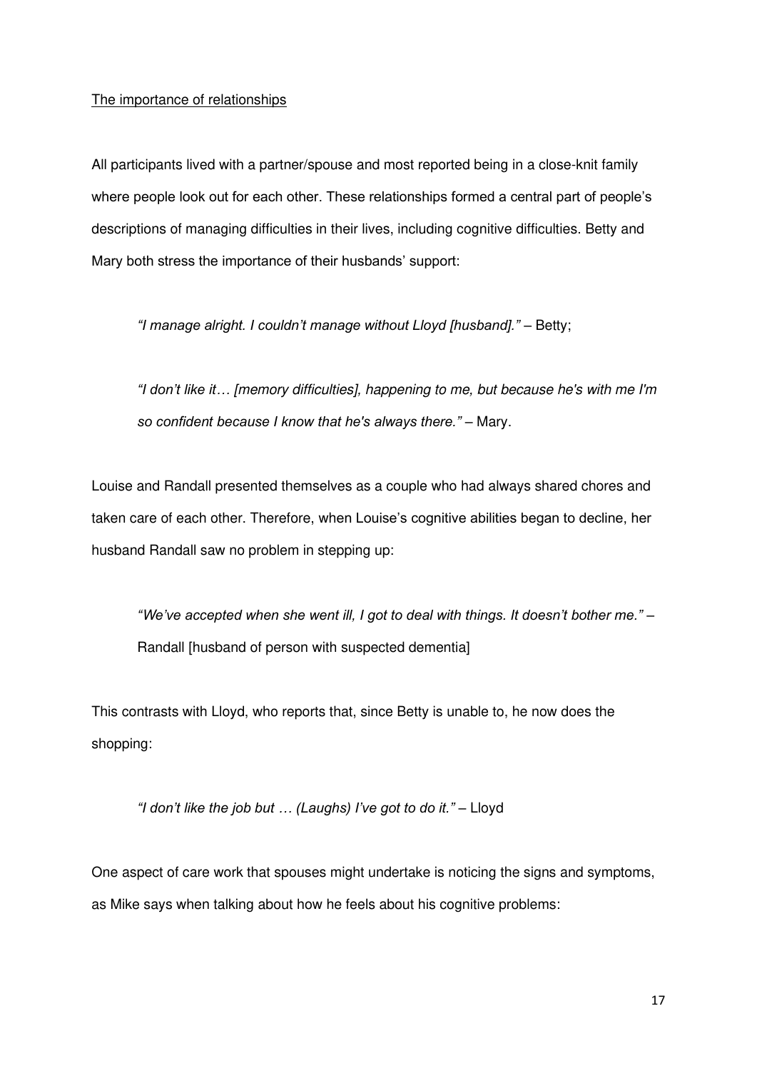The importance of relationships

All participants lived with a partner/spouse and most reported being in a close-knit family where people look out for each other. These relationships formed a central part of people's descriptions of managing difficulties in their lives, including cognitive difficulties. Betty and Mary both stress the importance of their husbands' support:

> *"I manage alright. I couldn't manage without Lloyd [husband]."* – Betty;
>
> *"I don't like it… [memory difficulties], happening to me, but because he's with me I'm so confident because I know that he's always there."* – Mary.

Louise and Randall presented themselves as a couple who had always shared chores and taken care of each other. Therefore, when Louise's cognitive abilities began to decline, her husband Randall saw no problem in stepping up:

> *"We've accepted when she went ill, I got to deal with things. It doesn't bother me."* – Randall [husband of person with suspected dementia]

This contrasts with Lloyd, who reports that, since Betty is unable to, he now does the shopping:

> *"I don't like the job but … (Laughs) I've got to do it."* – Lloyd

One aspect of care work that spouses might undertake is noticing the signs and symptoms, as Mike says when talking about how he feels about his cognitive problems: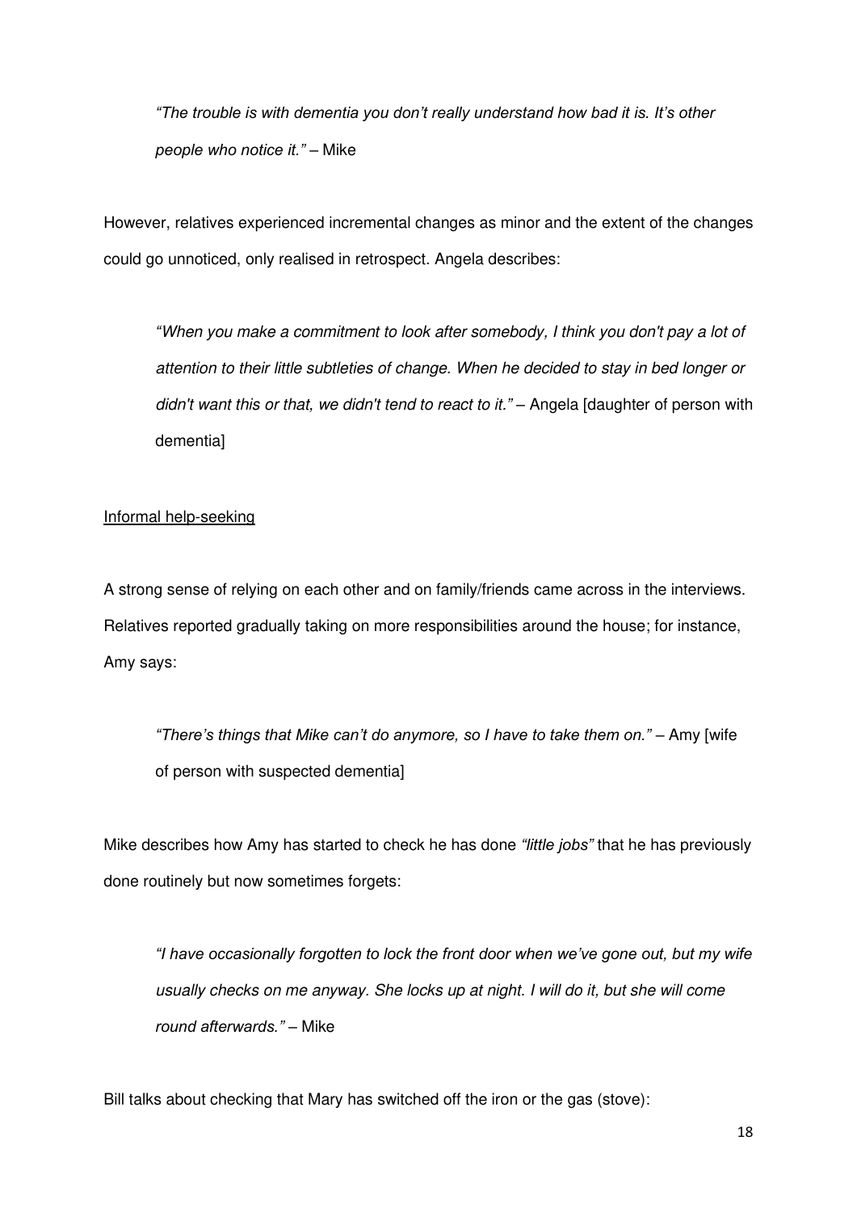> *"The trouble is with dementia you don't really understand how bad it is. It's other people who notice it."* – Mike

However, relatives experienced incremental changes as minor and the extent of the changes could go unnoticed, only realised in retrospect. Angela describes:

> *"When you make a commitment to look after somebody, I think you don't pay a lot of attention to their little subtleties of change. When he decided to stay in bed longer or didn't want this or that, we didn't tend to react to it."* – Angela [daughter of person with dementia]

<u>Informal help-seeking</u>

A strong sense of relying on each other and on family/friends came across in the interviews. Relatives reported gradually taking on more responsibilities around the house; for instance, Amy says:

> *"There's things that Mike can't do anymore, so I have to take them on."* – Amy [wife of person with suspected dementia]

Mike describes how Amy has started to check he has done *"little jobs"* that he has previously done routinely but now sometimes forgets:

> *"I have occasionally forgotten to lock the front door when we've gone out, but my wife usually checks on me anyway. She locks up at night. I will do it, but she will come round afterwards."* – Mike

Bill talks about checking that Mary has switched off the iron or the gas (stove):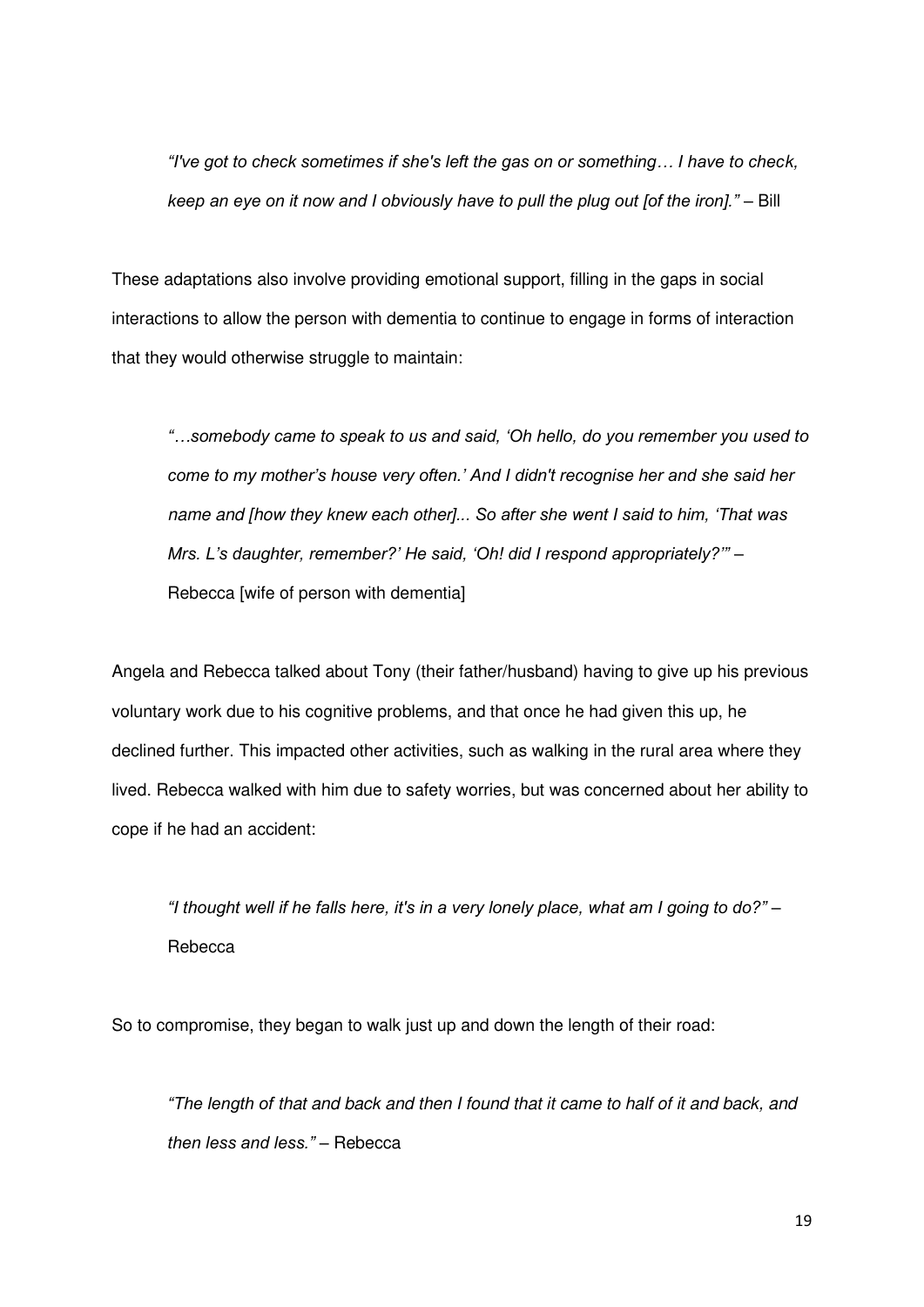> *"I've got to check sometimes if she's left the gas on or something… I have to check, keep an eye on it now and I obviously have to pull the plug out [of the iron]."* – Bill

These adaptations also involve providing emotional support, filling in the gaps in social interactions to allow the person with dementia to continue to engage in forms of interaction that they would otherwise struggle to maintain:

> *"…somebody came to speak to us and said, 'Oh hello, do you remember you used to come to my mother's house very often.' And I didn't recognise her and she said her name and [how they knew each other]... So after she went I said to him, 'That was Mrs. L's daughter, remember?' He said, 'Oh! did I respond appropriately?'"* – Rebecca [wife of person with dementia]

Angela and Rebecca talked about Tony (their father/husband) having to give up his previous voluntary work due to his cognitive problems, and that once he had given this up, he declined further. This impacted other activities, such as walking in the rural area where they lived. Rebecca walked with him due to safety worries, but was concerned about her ability to cope if he had an accident:

> *"I thought well if he falls here, it's in a very lonely place, what am I going to do?"* – Rebecca

So to compromise, they began to walk just up and down the length of their road:

> *"The length of that and back and then I found that it came to half of it and back, and then less and less."* – Rebecca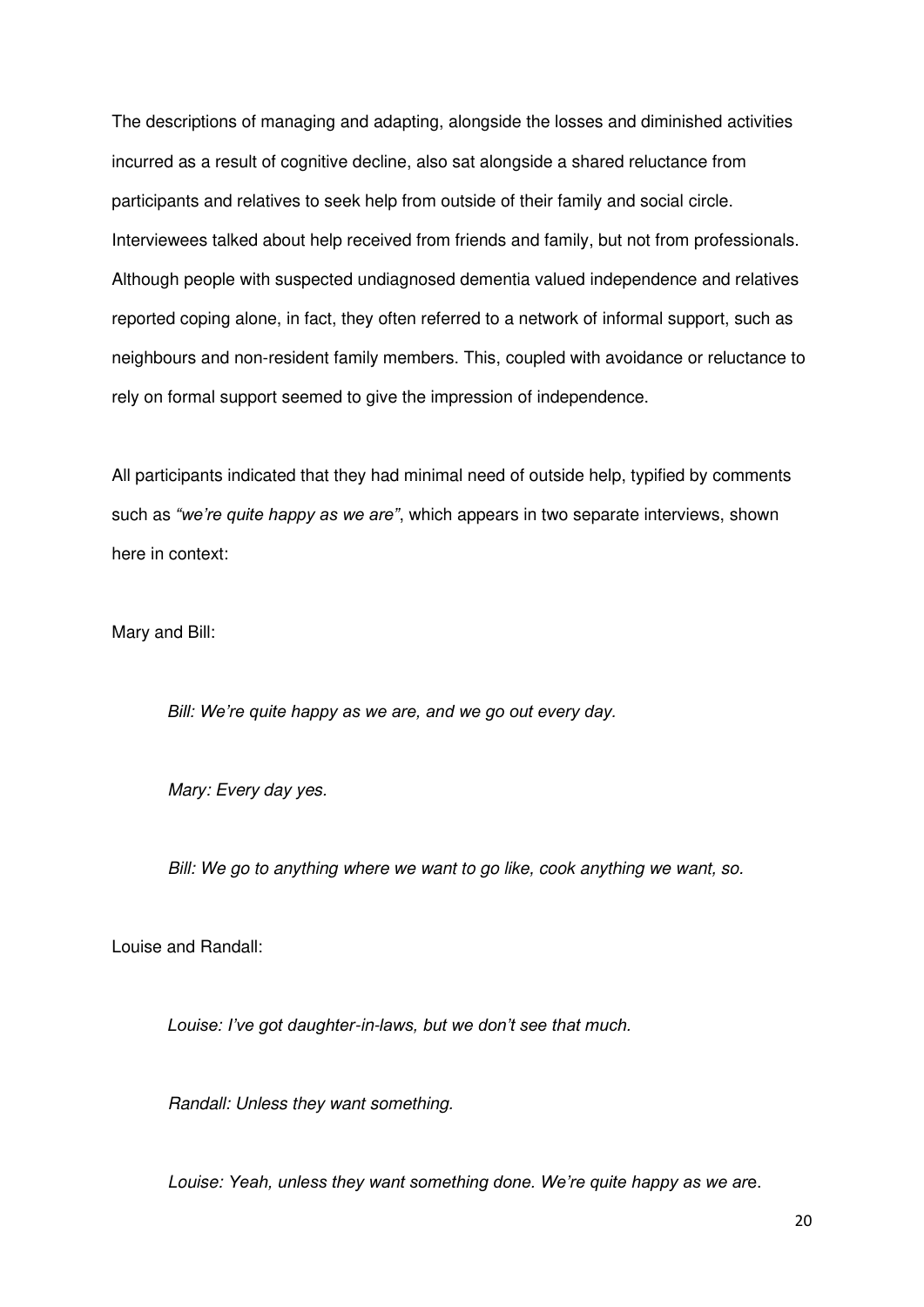The descriptions of managing and adapting, alongside the losses and diminished activities incurred as a result of cognitive decline, also sat alongside a shared reluctance from participants and relatives to seek help from outside of their family and social circle. Interviewees talked about help received from friends and family, but not from professionals. Although people with suspected undiagnosed dementia valued independence and relatives reported coping alone, in fact, they often referred to a network of informal support, such as neighbours and non-resident family members. This, coupled with avoidance or reluctance to rely on formal support seemed to give the impression of independence.

All participants indicated that they had minimal need of outside help, typified by comments such as *"we're quite happy as we are"*, which appears in two separate interviews, shown here in context:

Mary and Bill:

> *Bill: We're quite happy as we are, and we go out every day.*
>
> *Mary: Every day yes.*
>
> *Bill: We go to anything where we want to go like, cook anything we want, so.*

Louise and Randall:

> *Louise: I've got daughter-in-laws, but we don't see that much.*
>
> *Randall: Unless they want something.*
>
> *Louise: Yeah, unless they want something done. We're quite happy as we are.*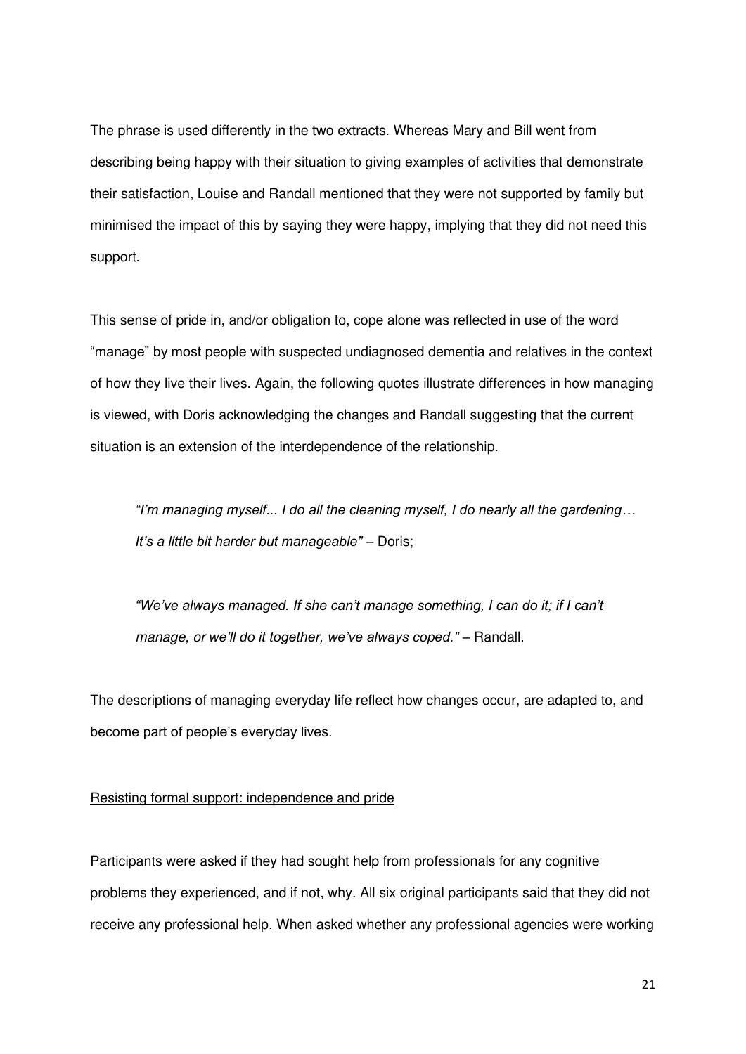The phrase is used differently in the two extracts. Whereas Mary and Bill went from describing being happy with their situation to giving examples of activities that demonstrate their satisfaction, Louise and Randall mentioned that they were not supported by family but minimised the impact of this by saying they were happy, implying that they did not need this support.

This sense of pride in, and/or obligation to, cope alone was reflected in use of the word "manage" by most people with suspected undiagnosed dementia and relatives in the context of how they live their lives. Again, the following quotes illustrate differences in how managing is viewed, with Doris acknowledging the changes and Randall suggesting that the current situation is an extension of the interdependence of the relationship.

> *"I'm managing myself... I do all the cleaning myself, I do nearly all the gardening… It's a little bit harder but manageable"* – Doris;
>
> *"We've always managed. If she can't manage something, I can do it; if I can't manage, or we'll do it together, we've always coped."* – Randall.

The descriptions of managing everyday life reflect how changes occur, are adapted to, and become part of people's everyday lives.

<u>Resisting formal support: independence and pride</u>

Participants were asked if they had sought help from professionals for any cognitive problems they experienced, and if not, why. All six original participants said that they did not receive any professional help. When asked whether any professional agencies were working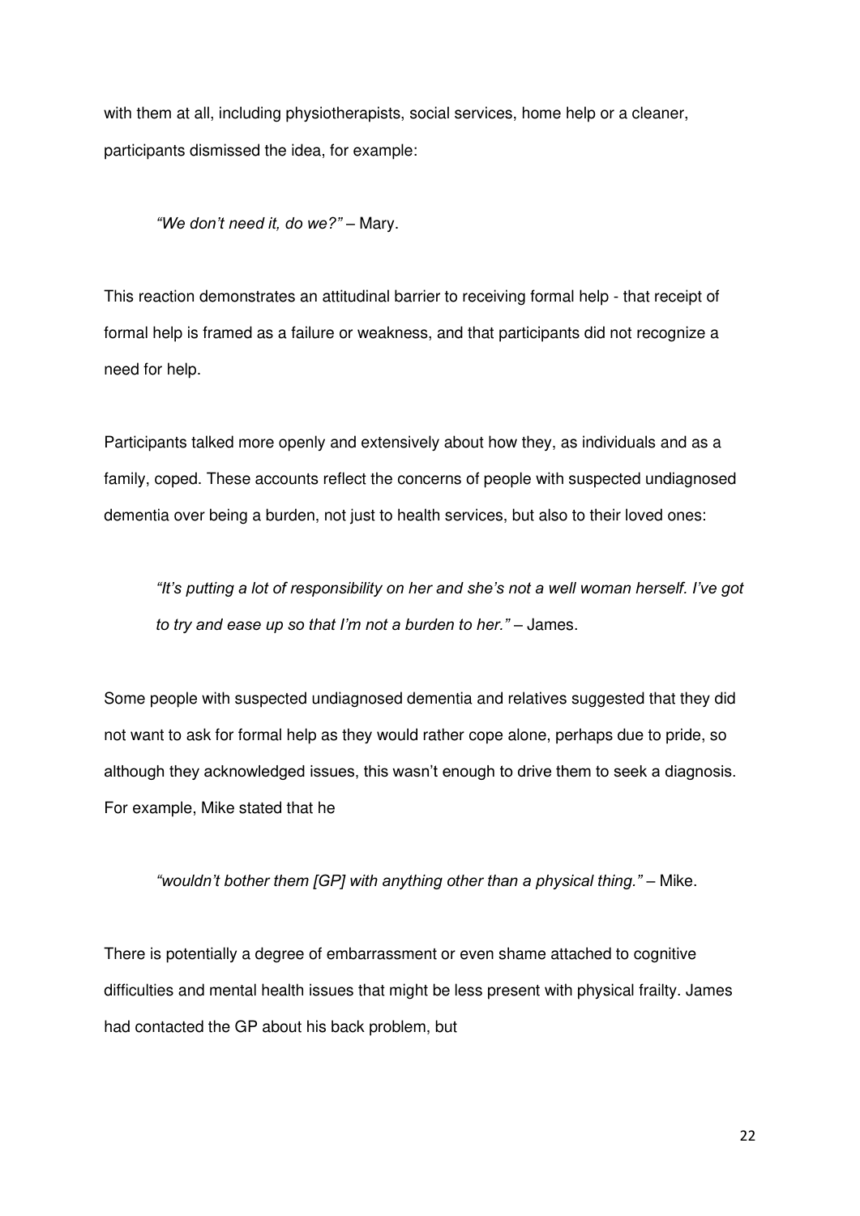with them at all, including physiotherapists, social services, home help or a cleaner, participants dismissed the idea, for example:

> *"We don't need it, do we?"* – Mary.

This reaction demonstrates an attitudinal barrier to receiving formal help - that receipt of formal help is framed as a failure or weakness, and that participants did not recognize a need for help.

Participants talked more openly and extensively about how they, as individuals and as a family, coped. These accounts reflect the concerns of people with suspected undiagnosed dementia over being a burden, not just to health services, but also to their loved ones:

> *"It's putting a lot of responsibility on her and she's not a well woman herself. I've got to try and ease up so that I'm not a burden to her."* – James.

Some people with suspected undiagnosed dementia and relatives suggested that they did not want to ask for formal help as they would rather cope alone, perhaps due to pride, so although they acknowledged issues, this wasn't enough to drive them to seek a diagnosis. For example, Mike stated that he

> *"wouldn't bother them [GP] with anything other than a physical thing."* – Mike.

There is potentially a degree of embarrassment or even shame attached to cognitive difficulties and mental health issues that might be less present with physical frailty. James had contacted the GP about his back problem, but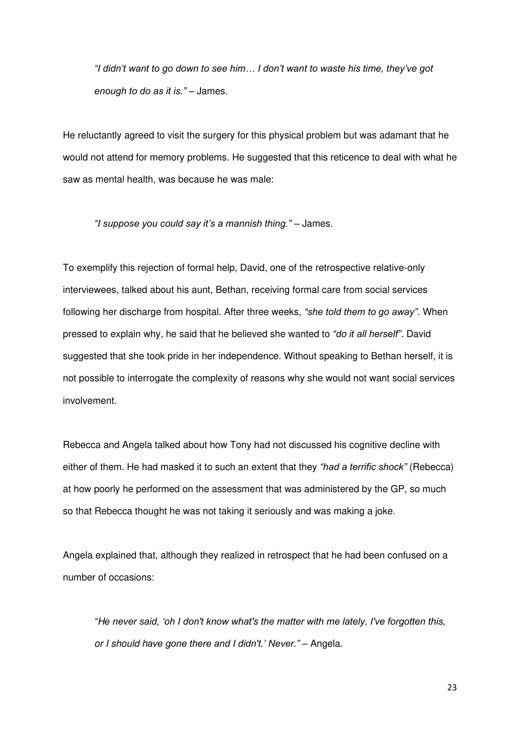> *"I didn't want to go down to see him… I don't want to waste his time, they've got enough to do as it is."* – James.

He reluctantly agreed to visit the surgery for this physical problem but was adamant that he would not attend for memory problems. He suggested that this reticence to deal with what he saw as mental health, was because he was male:

> *"I suppose you could say it's a mannish thing."* – James.

To exemplify this rejection of formal help, David, one of the retrospective relative-only interviewees, talked about his aunt, Bethan, receiving formal care from social services following her discharge from hospital. After three weeks, *"she told them to go away"*. When pressed to explain why, he said that he believed she wanted to *"do it all herself"*. David suggested that she took pride in her independence. Without speaking to Bethan herself, it is not possible to interrogate the complexity of reasons why she would not want social services involvement.

Rebecca and Angela talked about how Tony had not discussed his cognitive decline with either of them. He had masked it to such an extent that they *"had a terrific shock"* (Rebecca) at how poorly he performed on the assessment that was administered by the GP, so much so that Rebecca thought he was not taking it seriously and was making a joke.

Angela explained that, although they realized in retrospect that he had been confused on a number of occasions:

> *"He never said, 'oh I don't know what's the matter with me lately, I've forgotten this, or I should have gone there and I didn't.' Never."* – Angela.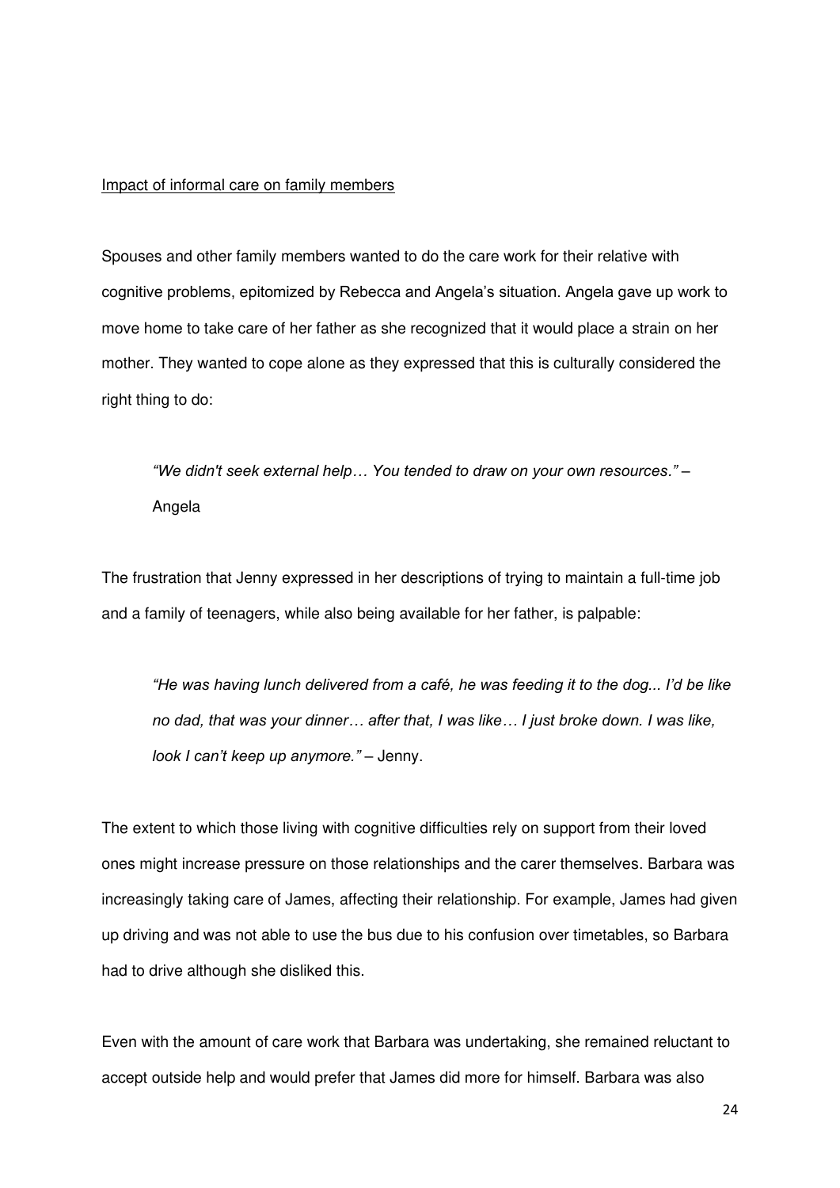Impact of informal care on family members

Spouses and other family members wanted to do the care work for their relative with cognitive problems, epitomized by Rebecca and Angela's situation. Angela gave up work to move home to take care of her father as she recognized that it would place a strain on her mother. They wanted to cope alone as they expressed that this is culturally considered the right thing to do:

> *"We didn't seek external help… You tended to draw on your own resources."* – Angela

The frustration that Jenny expressed in her descriptions of trying to maintain a full-time job and a family of teenagers, while also being available for her father, is palpable:

> *"He was having lunch delivered from a café, he was feeding it to the dog... I'd be like no dad, that was your dinner… after that, I was like… I just broke down. I was like, look I can't keep up anymore."* – Jenny.

The extent to which those living with cognitive difficulties rely on support from their loved ones might increase pressure on those relationships and the carer themselves. Barbara was increasingly taking care of James, affecting their relationship. For example, James had given up driving and was not able to use the bus due to his confusion over timetables, so Barbara had to drive although she disliked this.

Even with the amount of care work that Barbara was undertaking, she remained reluctant to accept outside help and would prefer that James did more for himself. Barbara was also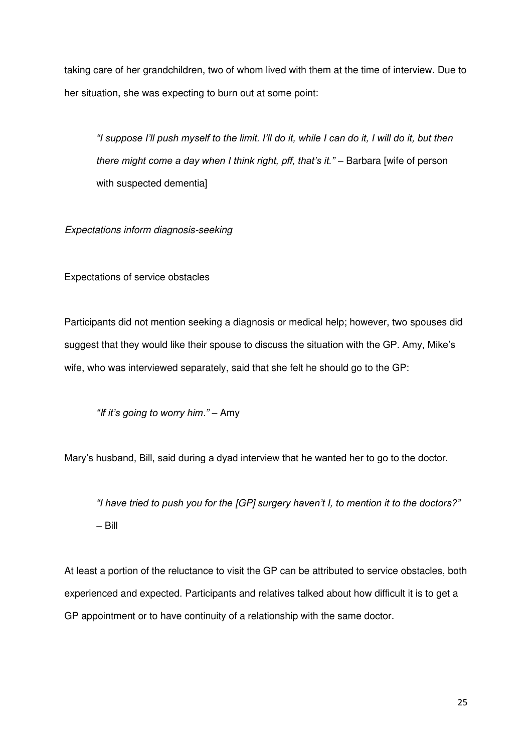taking care of her grandchildren, two of whom lived with them at the time of interview. Due to her situation, she was expecting to burn out at some point:

> *"I suppose I'll push myself to the limit. I'll do it, while I can do it, I will do it, but then there might come a day when I think right, pff, that's it."* – Barbara [wife of person with suspected dementia]

*Expectations inform diagnosis-seeking*

<u>Expectations of service obstacles</u>

Participants did not mention seeking a diagnosis or medical help; however, two spouses did suggest that they would like their spouse to discuss the situation with the GP. Amy, Mike's wife, who was interviewed separately, said that she felt he should go to the GP:

> *"If it's going to worry him."* – Amy

Mary's husband, Bill, said during a dyad interview that he wanted her to go to the doctor.

> *"I have tried to push you for the [GP] surgery haven't I, to mention it to the doctors?"* – Bill

At least a portion of the reluctance to visit the GP can be attributed to service obstacles, both experienced and expected. Participants and relatives talked about how difficult it is to get a GP appointment or to have continuity of a relationship with the same doctor.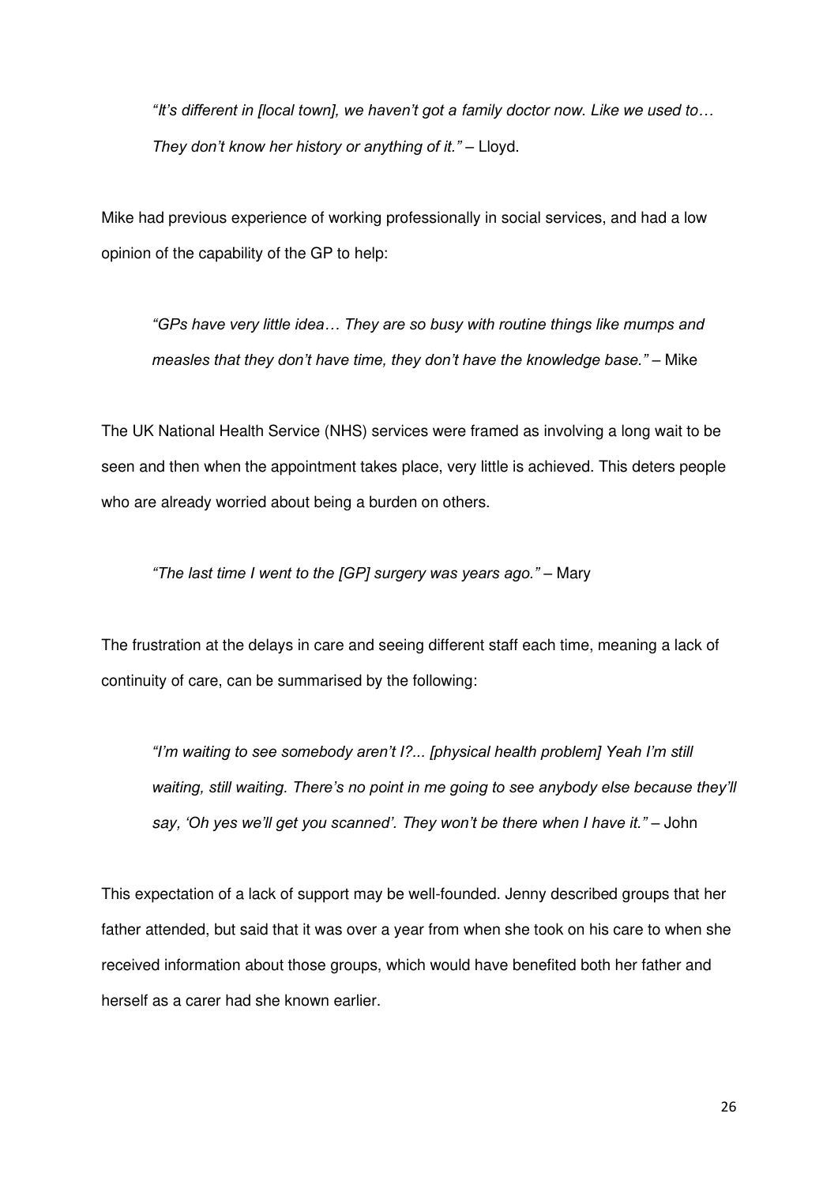> *"It's different in [local town], we haven't got a family doctor now. Like we used to… They don't know her history or anything of it."* – Lloyd.

Mike had previous experience of working professionally in social services, and had a low opinion of the capability of the GP to help:

> *"GPs have very little idea… They are so busy with routine things like mumps and measles that they don't have time, they don't have the knowledge base."* – Mike

The UK National Health Service (NHS) services were framed as involving a long wait to be seen and then when the appointment takes place, very little is achieved. This deters people who are already worried about being a burden on others.

> *"The last time I went to the [GP] surgery was years ago."* – Mary

The frustration at the delays in care and seeing different staff each time, meaning a lack of continuity of care, can be summarised by the following:

> *"I'm waiting to see somebody aren't I?... [physical health problem] Yeah I'm still waiting, still waiting. There's no point in me going to see anybody else because they'll say, 'Oh yes we'll get you scanned'. They won't be there when I have it."* – John

This expectation of a lack of support may be well-founded. Jenny described groups that her father attended, but said that it was over a year from when she took on his care to when she received information about those groups, which would have benefited both her father and herself as a carer had she known earlier.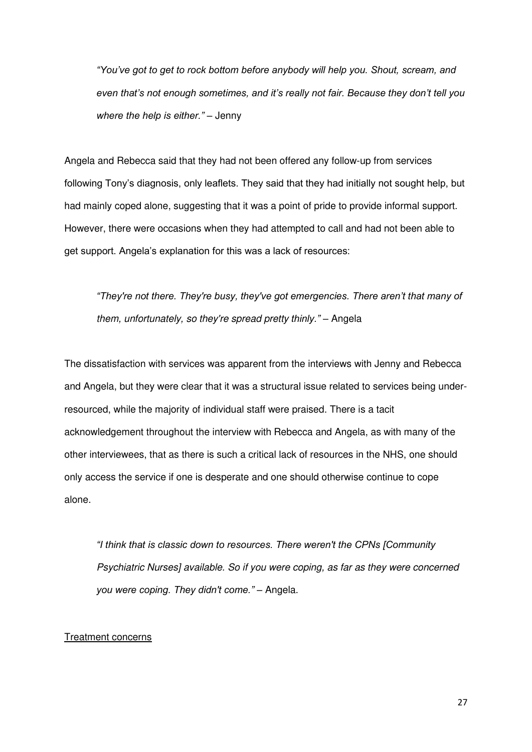> *"You've got to get to rock bottom before anybody will help you. Shout, scream, and even that's not enough sometimes, and it's really not fair. Because they don't tell you where the help is either."* – Jenny

Angela and Rebecca said that they had not been offered any follow-up from services following Tony's diagnosis, only leaflets. They said that they had initially not sought help, but had mainly coped alone, suggesting that it was a point of pride to provide informal support. However, there were occasions when they had attempted to call and had not been able to get support. Angela's explanation for this was a lack of resources:

> *"They're not there. They're busy, they've got emergencies. There aren't that many of them, unfortunately, so they're spread pretty thinly."* – Angela

The dissatisfaction with services was apparent from the interviews with Jenny and Rebecca and Angela, but they were clear that it was a structural issue related to services being under-resourced, while the majority of individual staff were praised. There is a tacit acknowledgement throughout the interview with Rebecca and Angela, as with many of the other interviewees, that as there is such a critical lack of resources in the NHS, one should only access the service if one is desperate and one should otherwise continue to cope alone.

> *"I think that is classic down to resources. There weren't the CPNs [Community Psychiatric Nurses] available. So if you were coping, as far as they were concerned you were coping. They didn't come."* – Angela.

<u>Treatment concerns</u>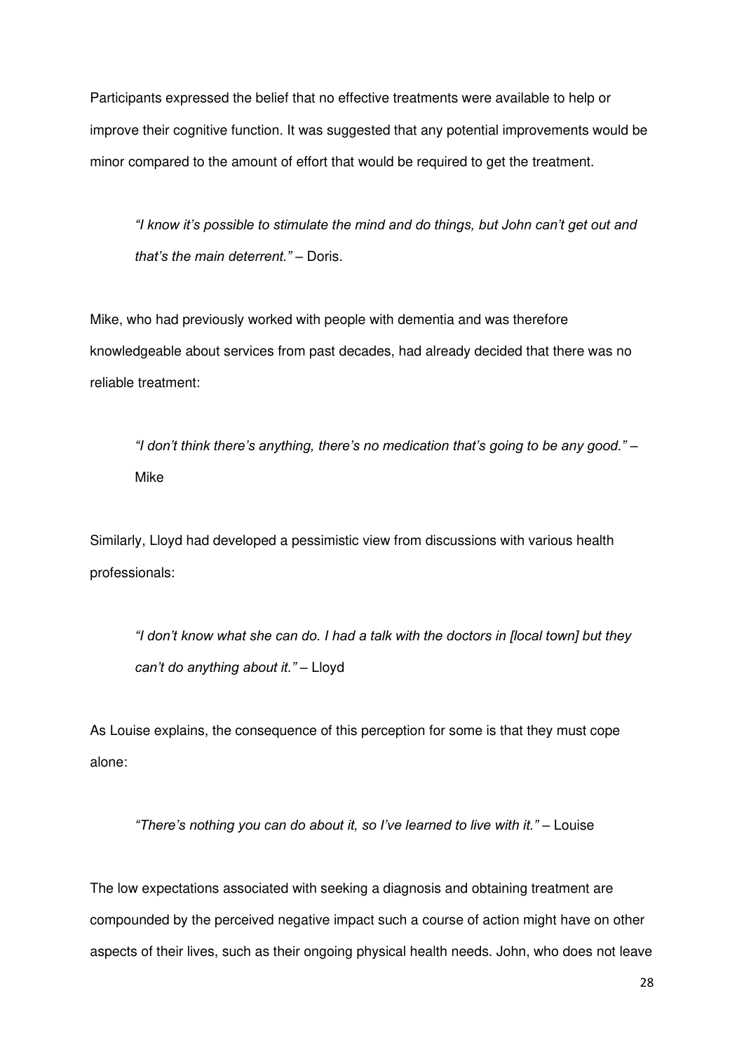Participants expressed the belief that no effective treatments were available to help or improve their cognitive function. It was suggested that any potential improvements would be minor compared to the amount of effort that would be required to get the treatment.

> *"I know it's possible to stimulate the mind and do things, but John can't get out and that's the main deterrent."* – Doris.

Mike, who had previously worked with people with dementia and was therefore knowledgeable about services from past decades, had already decided that there was no reliable treatment:

> *"I don't think there's anything, there's no medication that's going to be any good."* – Mike

Similarly, Lloyd had developed a pessimistic view from discussions with various health professionals:

> *"I don't know what she can do. I had a talk with the doctors in [local town] but they can't do anything about it."* – Lloyd

As Louise explains, the consequence of this perception for some is that they must cope alone:

> *"There's nothing you can do about it, so I've learned to live with it."* – Louise

The low expectations associated with seeking a diagnosis and obtaining treatment are compounded by the perceived negative impact such a course of action might have on other aspects of their lives, such as their ongoing physical health needs. John, who does not leave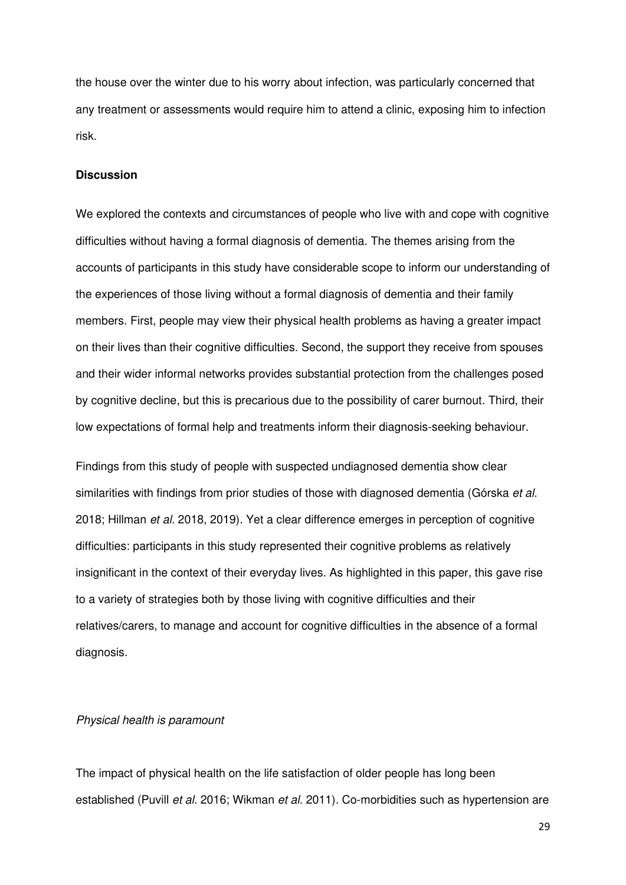the house over the winter due to his worry about infection, was particularly concerned that any treatment or assessments would require him to attend a clinic, exposing him to infection risk.

**Discussion**

We explored the contexts and circumstances of people who live with and cope with cognitive difficulties without having a formal diagnosis of dementia. The themes arising from the accounts of participants in this study have considerable scope to inform our understanding of the experiences of those living without a formal diagnosis of dementia and their family members. First, people may view their physical health problems as having a greater impact on their lives than their cognitive difficulties. Second, the support they receive from spouses and their wider informal networks provides substantial protection from the challenges posed by cognitive decline, but this is precarious due to the possibility of carer burnout. Third, their low expectations of formal help and treatments inform their diagnosis-seeking behaviour.

Findings from this study of people with suspected undiagnosed dementia show clear similarities with findings from prior studies of those with diagnosed dementia (Górska *et al.* 2018; Hillman *et al.* 2018, 2019). Yet a clear difference emerges in perception of cognitive difficulties: participants in this study represented their cognitive problems as relatively insignificant in the context of their everyday lives. As highlighted in this paper, this gave rise to a variety of strategies both by those living with cognitive difficulties and their relatives/carers, to manage and account for cognitive difficulties in the absence of a formal diagnosis.

*Physical health is paramount*

The impact of physical health on the life satisfaction of older people has long been established (Puvill *et al.* 2016; Wikman *et al.* 2011). Co-morbidities such as hypertension are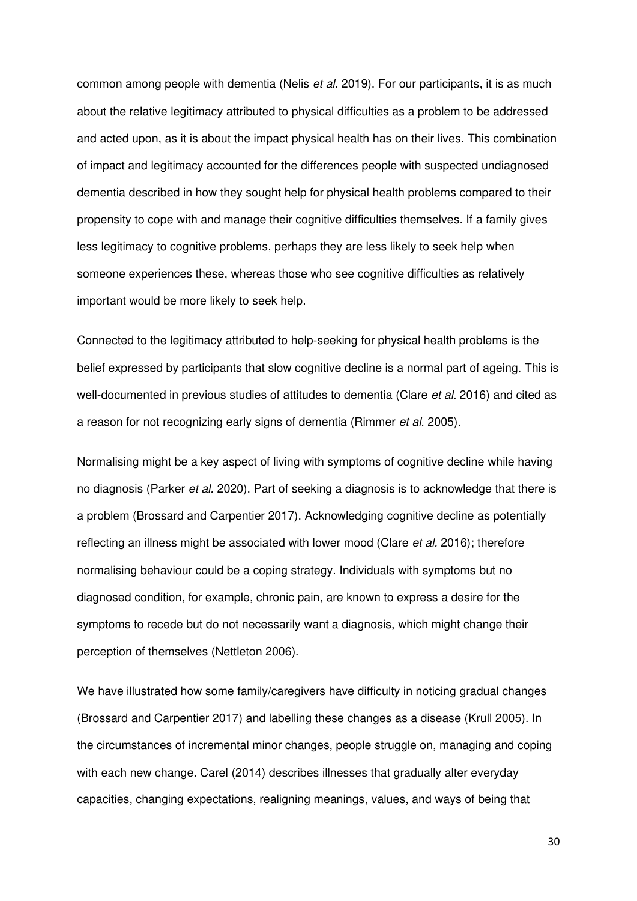common among people with dementia (Nelis *et al.* 2019). For our participants, it is as much about the relative legitimacy attributed to physical difficulties as a problem to be addressed and acted upon, as it is about the impact physical health has on their lives. This combination of impact and legitimacy accounted for the differences people with suspected undiagnosed dementia described in how they sought help for physical health problems compared to their propensity to cope with and manage their cognitive difficulties themselves. If a family gives less legitimacy to cognitive problems, perhaps they are less likely to seek help when someone experiences these, whereas those who see cognitive difficulties as relatively important would be more likely to seek help.

Connected to the legitimacy attributed to help-seeking for physical health problems is the belief expressed by participants that slow cognitive decline is a normal part of ageing. This is well-documented in previous studies of attitudes to dementia (Clare *et al.* 2016) and cited as a reason for not recognizing early signs of dementia (Rimmer *et al.* 2005).

Normalising might be a key aspect of living with symptoms of cognitive decline while having no diagnosis (Parker *et al.* 2020). Part of seeking a diagnosis is to acknowledge that there is a problem (Brossard and Carpentier 2017). Acknowledging cognitive decline as potentially reflecting an illness might be associated with lower mood (Clare *et al.* 2016); therefore normalising behaviour could be a coping strategy. Individuals with symptoms but no diagnosed condition, for example, chronic pain, are known to express a desire for the symptoms to recede but do not necessarily want a diagnosis, which might change their perception of themselves (Nettleton 2006).

We have illustrated how some family/caregivers have difficulty in noticing gradual changes (Brossard and Carpentier 2017) and labelling these changes as a disease (Krull 2005). In the circumstances of incremental minor changes, people struggle on, managing and coping with each new change. Carel (2014) describes illnesses that gradually alter everyday capacities, changing expectations, realigning meanings, values, and ways of being that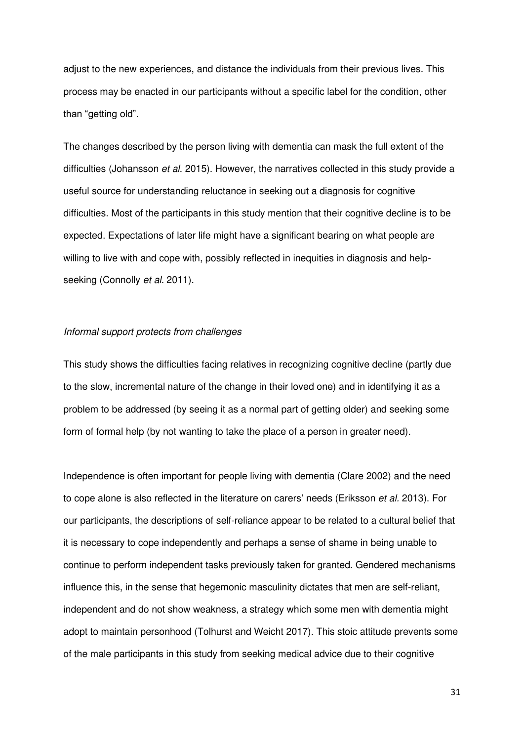adjust to the new experiences, and distance the individuals from their previous lives. This process may be enacted in our participants without a specific label for the condition, other than "getting old".

The changes described by the person living with dementia can mask the full extent of the difficulties (Johansson *et al.* 2015). However, the narratives collected in this study provide a useful source for understanding reluctance in seeking out a diagnosis for cognitive difficulties. Most of the participants in this study mention that their cognitive decline is to be expected. Expectations of later life might have a significant bearing on what people are willing to live with and cope with, possibly reflected in inequities in diagnosis and help-seeking (Connolly *et al.* 2011).

*Informal support protects from challenges*

This study shows the difficulties facing relatives in recognizing cognitive decline (partly due to the slow, incremental nature of the change in their loved one) and in identifying it as a problem to be addressed (by seeing it as a normal part of getting older) and seeking some form of formal help (by not wanting to take the place of a person in greater need).

Independence is often important for people living with dementia (Clare 2002) and the need to cope alone is also reflected in the literature on carers' needs (Eriksson *et al.* 2013). For our participants, the descriptions of self-reliance appear to be related to a cultural belief that it is necessary to cope independently and perhaps a sense of shame in being unable to continue to perform independent tasks previously taken for granted. Gendered mechanisms influence this, in the sense that hegemonic masculinity dictates that men are self-reliant, independent and do not show weakness, a strategy which some men with dementia might adopt to maintain personhood (Tolhurst and Weicht 2017). This stoic attitude prevents some of the male participants in this study from seeking medical advice due to their cognitive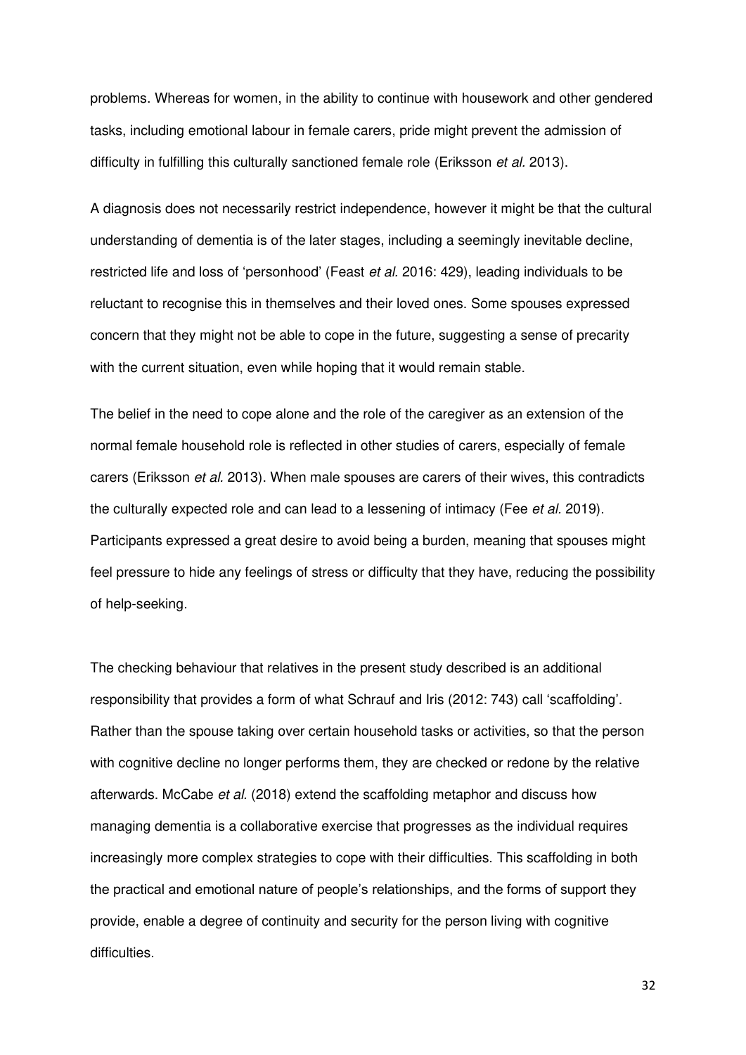problems. Whereas for women, in the ability to continue with housework and other gendered tasks, including emotional labour in female carers, pride might prevent the admission of difficulty in fulfilling this culturally sanctioned female role (Eriksson *et al.* 2013).

A diagnosis does not necessarily restrict independence, however it might be that the cultural understanding of dementia is of the later stages, including a seemingly inevitable decline, restricted life and loss of 'personhood' (Feast *et al.* 2016: 429), leading individuals to be reluctant to recognise this in themselves and their loved ones. Some spouses expressed concern that they might not be able to cope in the future, suggesting a sense of precarity with the current situation, even while hoping that it would remain stable.

The belief in the need to cope alone and the role of the caregiver as an extension of the normal female household role is reflected in other studies of carers, especially of female carers (Eriksson *et al.* 2013). When male spouses are carers of their wives, this contradicts the culturally expected role and can lead to a lessening of intimacy (Fee *et al.* 2019). Participants expressed a great desire to avoid being a burden, meaning that spouses might feel pressure to hide any feelings of stress or difficulty that they have, reducing the possibility of help-seeking.

The checking behaviour that relatives in the present study described is an additional responsibility that provides a form of what Schrauf and Iris (2012: 743) call 'scaffolding'. Rather than the spouse taking over certain household tasks or activities, so that the person with cognitive decline no longer performs them, they are checked or redone by the relative afterwards. McCabe *et al.* (2018) extend the scaffolding metaphor and discuss how managing dementia is a collaborative exercise that progresses as the individual requires increasingly more complex strategies to cope with their difficulties. This scaffolding in both the practical and emotional nature of people's relationships, and the forms of support they provide, enable a degree of continuity and security for the person living with cognitive difficulties.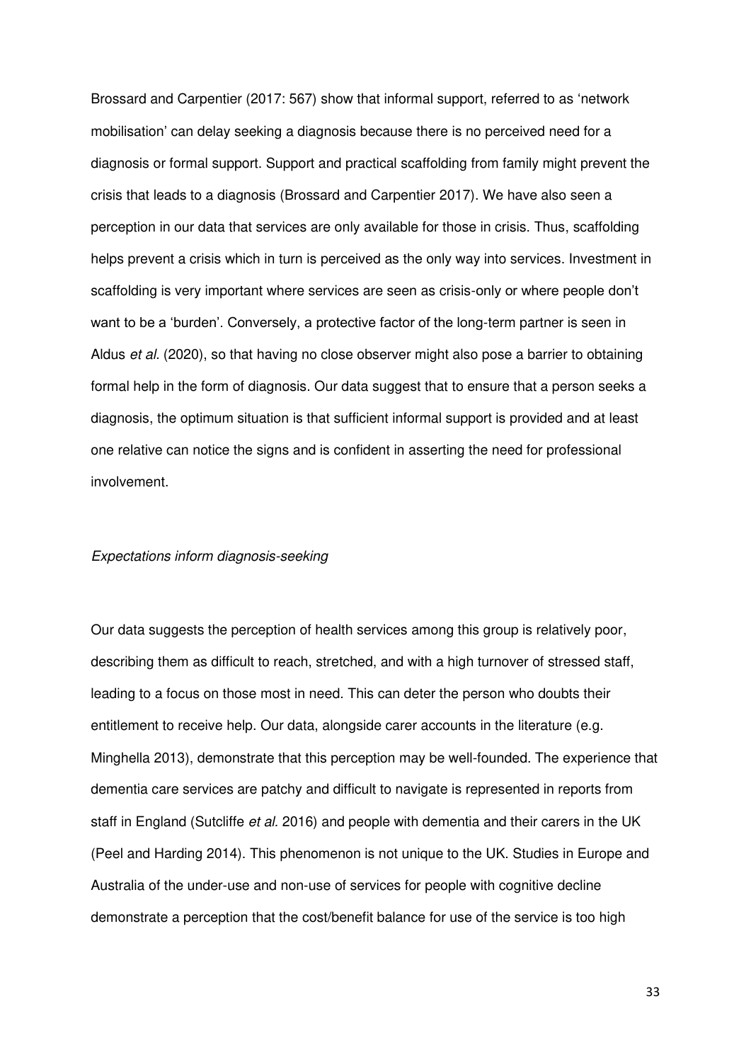Brossard and Carpentier (2017: 567) show that informal support, referred to as 'network mobilisation' can delay seeking a diagnosis because there is no perceived need for a diagnosis or formal support. Support and practical scaffolding from family might prevent the crisis that leads to a diagnosis (Brossard and Carpentier 2017). We have also seen a perception in our data that services are only available for those in crisis. Thus, scaffolding helps prevent a crisis which in turn is perceived as the only way into services. Investment in scaffolding is very important where services are seen as crisis-only or where people don't want to be a 'burden'. Conversely, a protective factor of the long-term partner is seen in Aldus *et al.* (2020), so that having no close observer might also pose a barrier to obtaining formal help in the form of diagnosis. Our data suggest that to ensure that a person seeks a diagnosis, the optimum situation is that sufficient informal support is provided and at least one relative can notice the signs and is confident in asserting the need for professional involvement.

*Expectations inform diagnosis-seeking*

Our data suggests the perception of health services among this group is relatively poor, describing them as difficult to reach, stretched, and with a high turnover of stressed staff, leading to a focus on those most in need. This can deter the person who doubts their entitlement to receive help. Our data, alongside carer accounts in the literature (e.g. Minghella 2013), demonstrate that this perception may be well-founded. The experience that dementia care services are patchy and difficult to navigate is represented in reports from staff in England (Sutcliffe *et al.* 2016) and people with dementia and their carers in the UK (Peel and Harding 2014). This phenomenon is not unique to the UK. Studies in Europe and Australia of the under-use and non-use of services for people with cognitive decline demonstrate a perception that the cost/benefit balance for use of the service is too high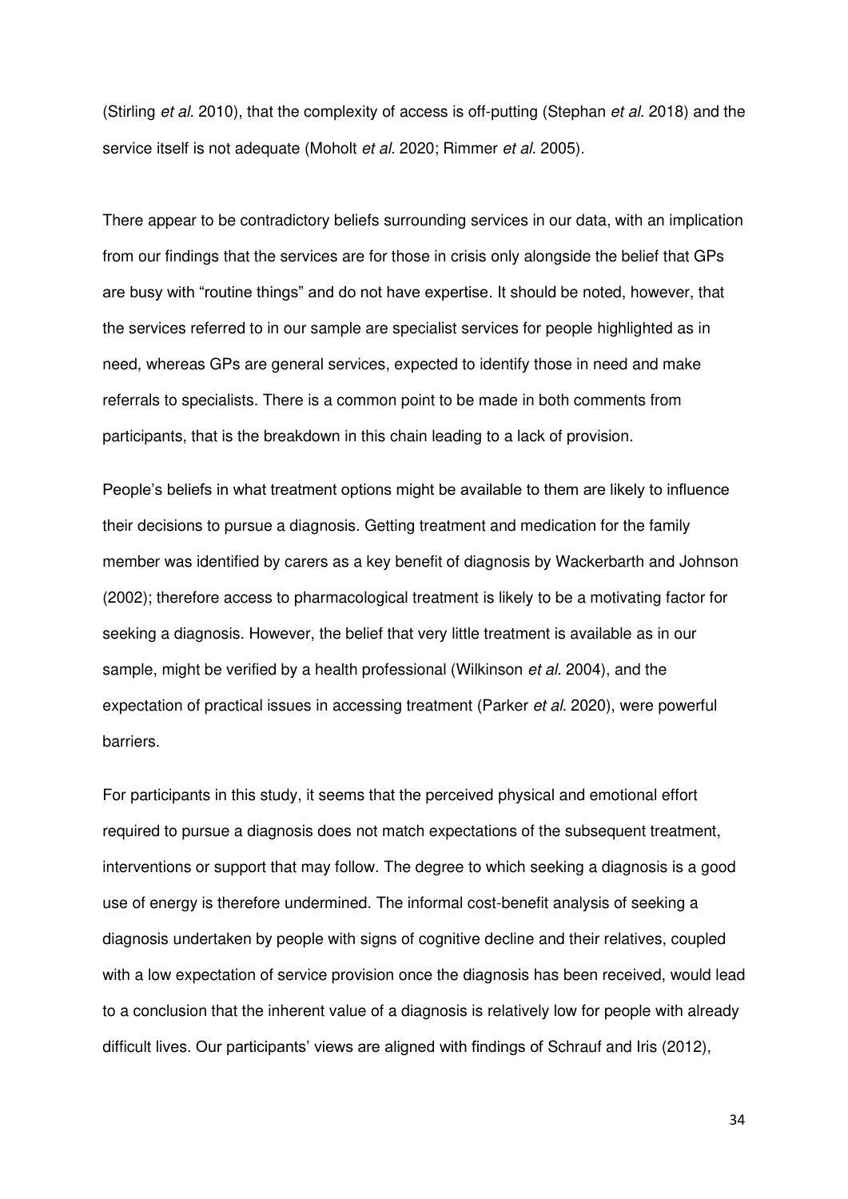(Stirling *et al.* 2010), that the complexity of access is off-putting (Stephan *et al.* 2018) and the service itself is not adequate (Moholt *et al.* 2020; Rimmer *et al.* 2005).

There appear to be contradictory beliefs surrounding services in our data, with an implication from our findings that the services are for those in crisis only alongside the belief that GPs are busy with "routine things" and do not have expertise. It should be noted, however, that the services referred to in our sample are specialist services for people highlighted as in need, whereas GPs are general services, expected to identify those in need and make referrals to specialists. There is a common point to be made in both comments from participants, that is the breakdown in this chain leading to a lack of provision.

People's beliefs in what treatment options might be available to them are likely to influence their decisions to pursue a diagnosis. Getting treatment and medication for the family member was identified by carers as a key benefit of diagnosis by Wackerbarth and Johnson (2002); therefore access to pharmacological treatment is likely to be a motivating factor for seeking a diagnosis. However, the belief that very little treatment is available as in our sample, might be verified by a health professional (Wilkinson *et al.* 2004), and the expectation of practical issues in accessing treatment (Parker *et al.* 2020), were powerful barriers.

For participants in this study, it seems that the perceived physical and emotional effort required to pursue a diagnosis does not match expectations of the subsequent treatment, interventions or support that may follow. The degree to which seeking a diagnosis is a good use of energy is therefore undermined. The informal cost-benefit analysis of seeking a diagnosis undertaken by people with signs of cognitive decline and their relatives, coupled with a low expectation of service provision once the diagnosis has been received, would lead to a conclusion that the inherent value of a diagnosis is relatively low for people with already difficult lives. Our participants' views are aligned with findings of Schrauf and Iris (2012),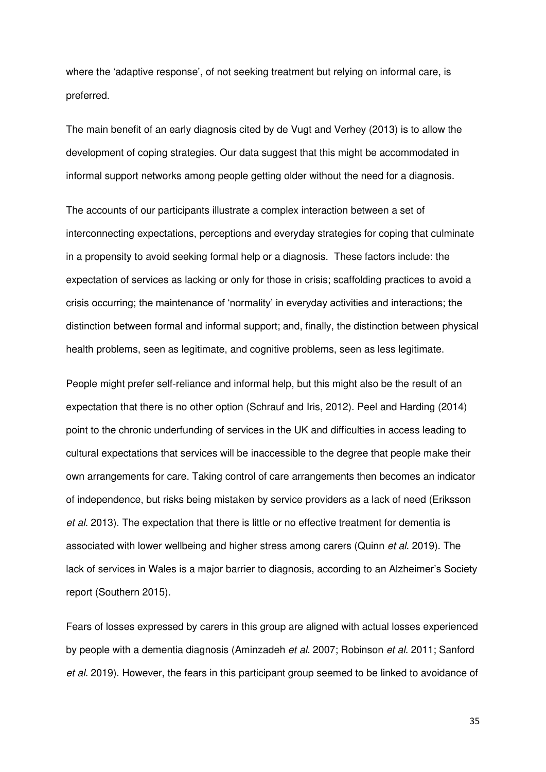where the 'adaptive response', of not seeking treatment but relying on informal care, is preferred.

The main benefit of an early diagnosis cited by de Vugt and Verhey (2013) is to allow the development of coping strategies. Our data suggest that this might be accommodated in informal support networks among people getting older without the need for a diagnosis.

The accounts of our participants illustrate a complex interaction between a set of interconnecting expectations, perceptions and everyday strategies for coping that culminate in a propensity to avoid seeking formal help or a diagnosis. These factors include: the expectation of services as lacking or only for those in crisis; scaffolding practices to avoid a crisis occurring; the maintenance of 'normality' in everyday activities and interactions; the distinction between formal and informal support; and, finally, the distinction between physical health problems, seen as legitimate, and cognitive problems, seen as less legitimate.

People might prefer self-reliance and informal help, but this might also be the result of an expectation that there is no other option (Schrauf and Iris, 2012). Peel and Harding (2014) point to the chronic underfunding of services in the UK and difficulties in access leading to cultural expectations that services will be inaccessible to the degree that people make their own arrangements for care. Taking control of care arrangements then becomes an indicator of independence, but risks being mistaken by service providers as a lack of need (Eriksson *et al.* 2013). The expectation that there is little or no effective treatment for dementia is associated with lower wellbeing and higher stress among carers (Quinn *et al.* 2019). The lack of services in Wales is a major barrier to diagnosis, according to an Alzheimer's Society report (Southern 2015).

Fears of losses expressed by carers in this group are aligned with actual losses experienced by people with a dementia diagnosis (Aminzadeh *et al.* 2007; Robinson *et al.* 2011; Sanford *et al.* 2019). However, the fears in this participant group seemed to be linked to avoidance of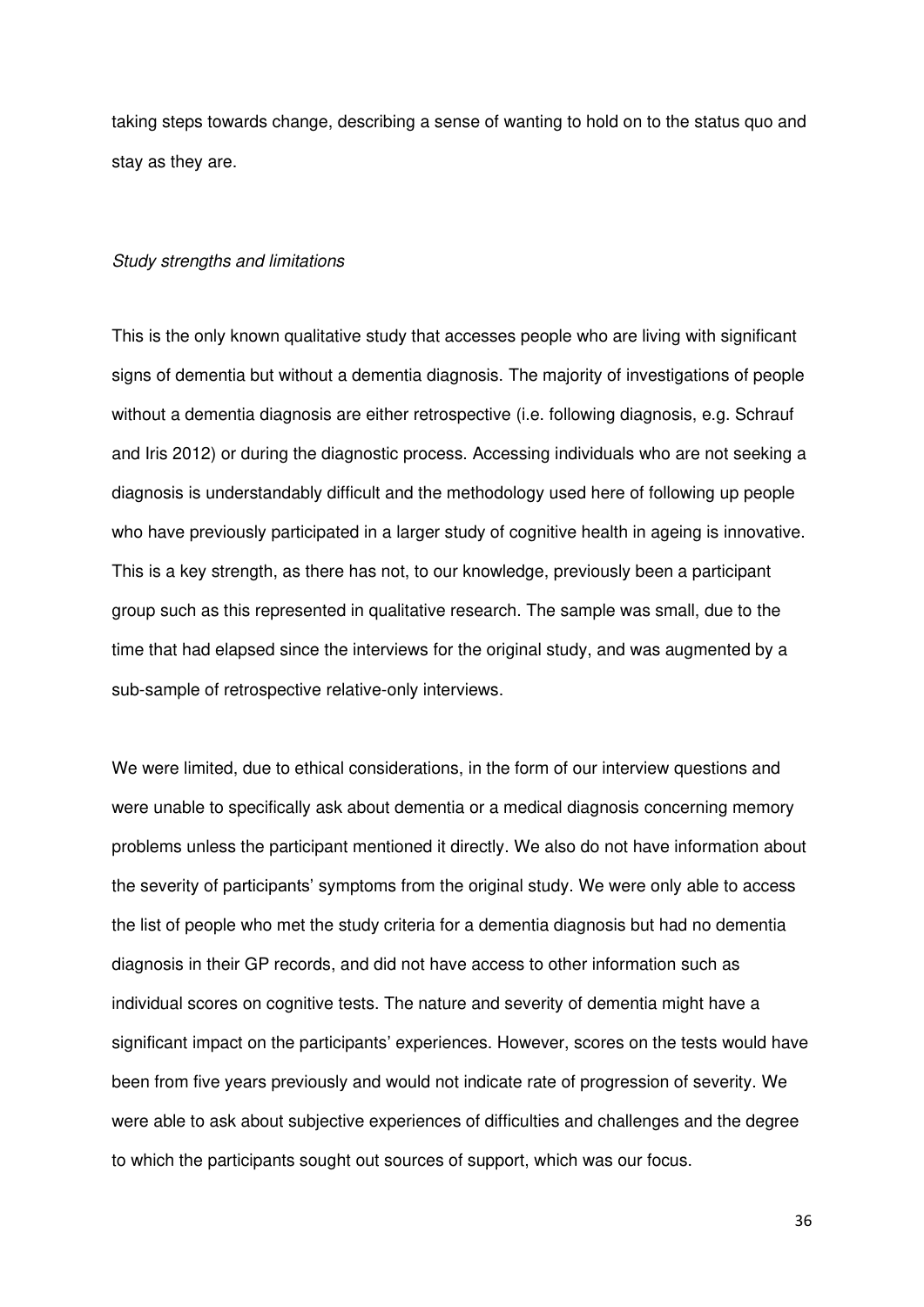taking steps towards change, describing a sense of wanting to hold on to the status quo and stay as they are.

*Study strengths and limitations*

This is the only known qualitative study that accesses people who are living with significant signs of dementia but without a dementia diagnosis. The majority of investigations of people without a dementia diagnosis are either retrospective (i.e. following diagnosis, e.g. Schrauf and Iris 2012) or during the diagnostic process. Accessing individuals who are not seeking a diagnosis is understandably difficult and the methodology used here of following up people who have previously participated in a larger study of cognitive health in ageing is innovative. This is a key strength, as there has not, to our knowledge, previously been a participant group such as this represented in qualitative research. The sample was small, due to the time that had elapsed since the interviews for the original study, and was augmented by a sub-sample of retrospective relative-only interviews.

We were limited, due to ethical considerations, in the form of our interview questions and were unable to specifically ask about dementia or a medical diagnosis concerning memory problems unless the participant mentioned it directly. We also do not have information about the severity of participants' symptoms from the original study. We were only able to access the list of people who met the study criteria for a dementia diagnosis but had no dementia diagnosis in their GP records, and did not have access to other information such as individual scores on cognitive tests. The nature and severity of dementia might have a significant impact on the participants' experiences. However, scores on the tests would have been from five years previously and would not indicate rate of progression of severity. We were able to ask about subjective experiences of difficulties and challenges and the degree to which the participants sought out sources of support, which was our focus.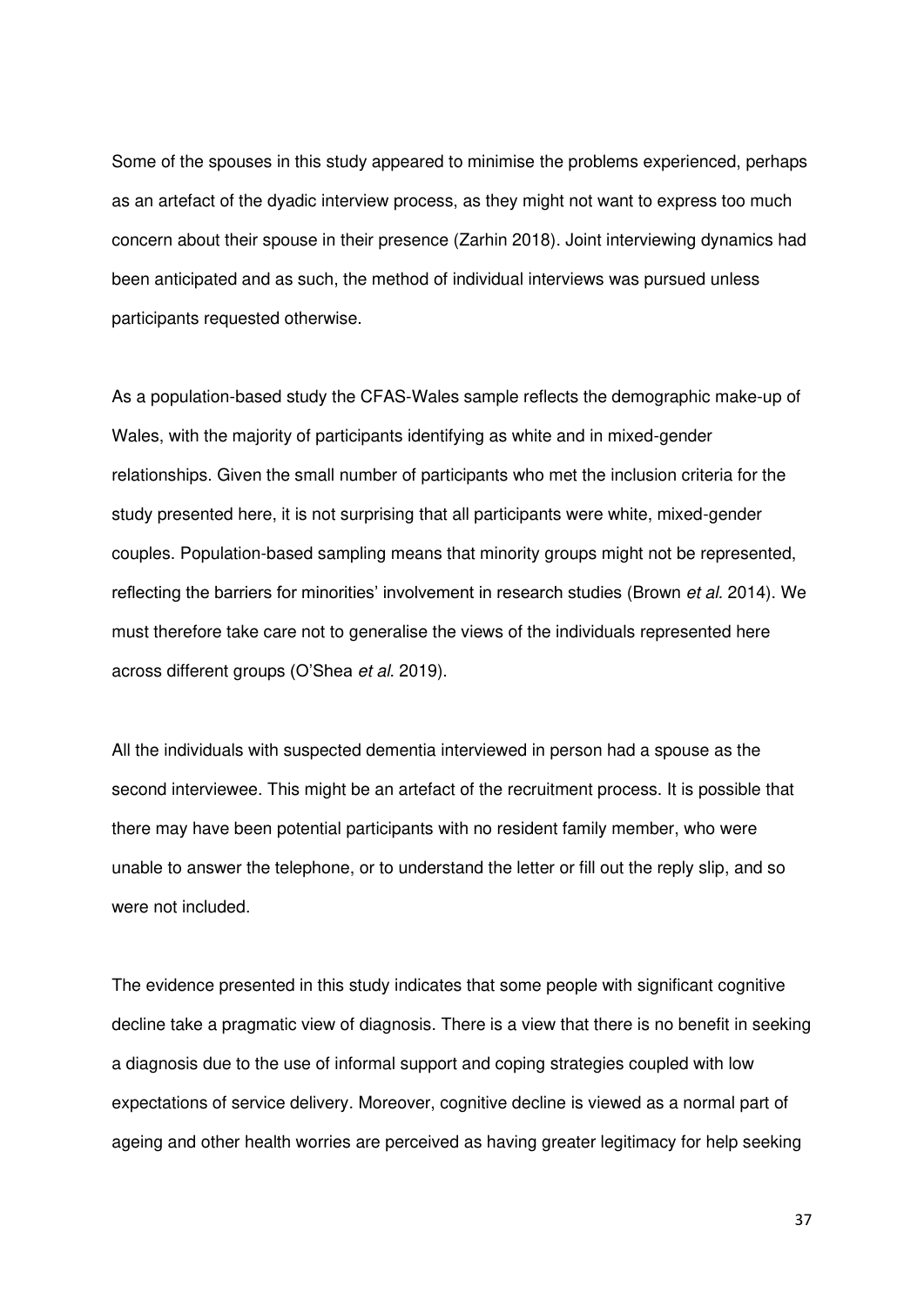Some of the spouses in this study appeared to minimise the problems experienced, perhaps as an artefact of the dyadic interview process, as they might not want to express too much concern about their spouse in their presence (Zarhin 2018). Joint interviewing dynamics had been anticipated and as such, the method of individual interviews was pursued unless participants requested otherwise.

As a population-based study the CFAS-Wales sample reflects the demographic make-up of Wales, with the majority of participants identifying as white and in mixed-gender relationships. Given the small number of participants who met the inclusion criteria for the study presented here, it is not surprising that all participants were white, mixed-gender couples. Population-based sampling means that minority groups might not be represented, reflecting the barriers for minorities' involvement in research studies (Brown *et al.* 2014). We must therefore take care not to generalise the views of the individuals represented here across different groups (O'Shea *et al*. 2019).

All the individuals with suspected dementia interviewed in person had a spouse as the second interviewee. This might be an artefact of the recruitment process. It is possible that there may have been potential participants with no resident family member, who were unable to answer the telephone, or to understand the letter or fill out the reply slip, and so were not included.

The evidence presented in this study indicates that some people with significant cognitive decline take a pragmatic view of diagnosis. There is a view that there is no benefit in seeking a diagnosis due to the use of informal support and coping strategies coupled with low expectations of service delivery. Moreover, cognitive decline is viewed as a normal part of ageing and other health worries are perceived as having greater legitimacy for help seeking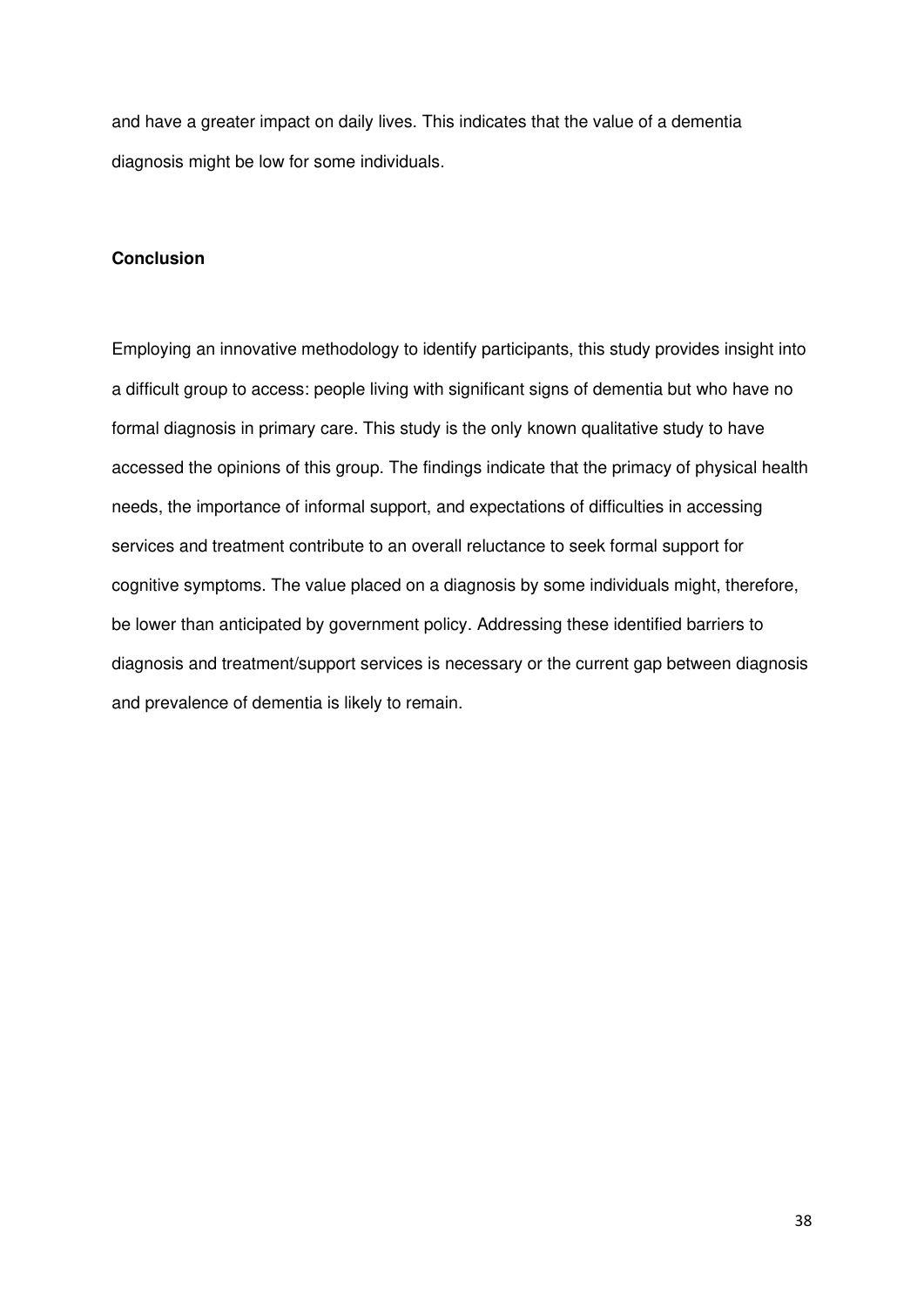and have a greater impact on daily lives. This indicates that the value of a dementia diagnosis might be low for some individuals.

## Conclusion

Employing an innovative methodology to identify participants, this study provides insight into a difficult group to access: people living with significant signs of dementia but who have no formal diagnosis in primary care. This study is the only known qualitative study to have accessed the opinions of this group. The findings indicate that the primacy of physical health needs, the importance of informal support, and expectations of difficulties in accessing services and treatment contribute to an overall reluctance to seek formal support for cognitive symptoms. The value placed on a diagnosis by some individuals might, therefore, be lower than anticipated by government policy. Addressing these identified barriers to diagnosis and treatment/support services is necessary or the current gap between diagnosis and prevalence of dementia is likely to remain.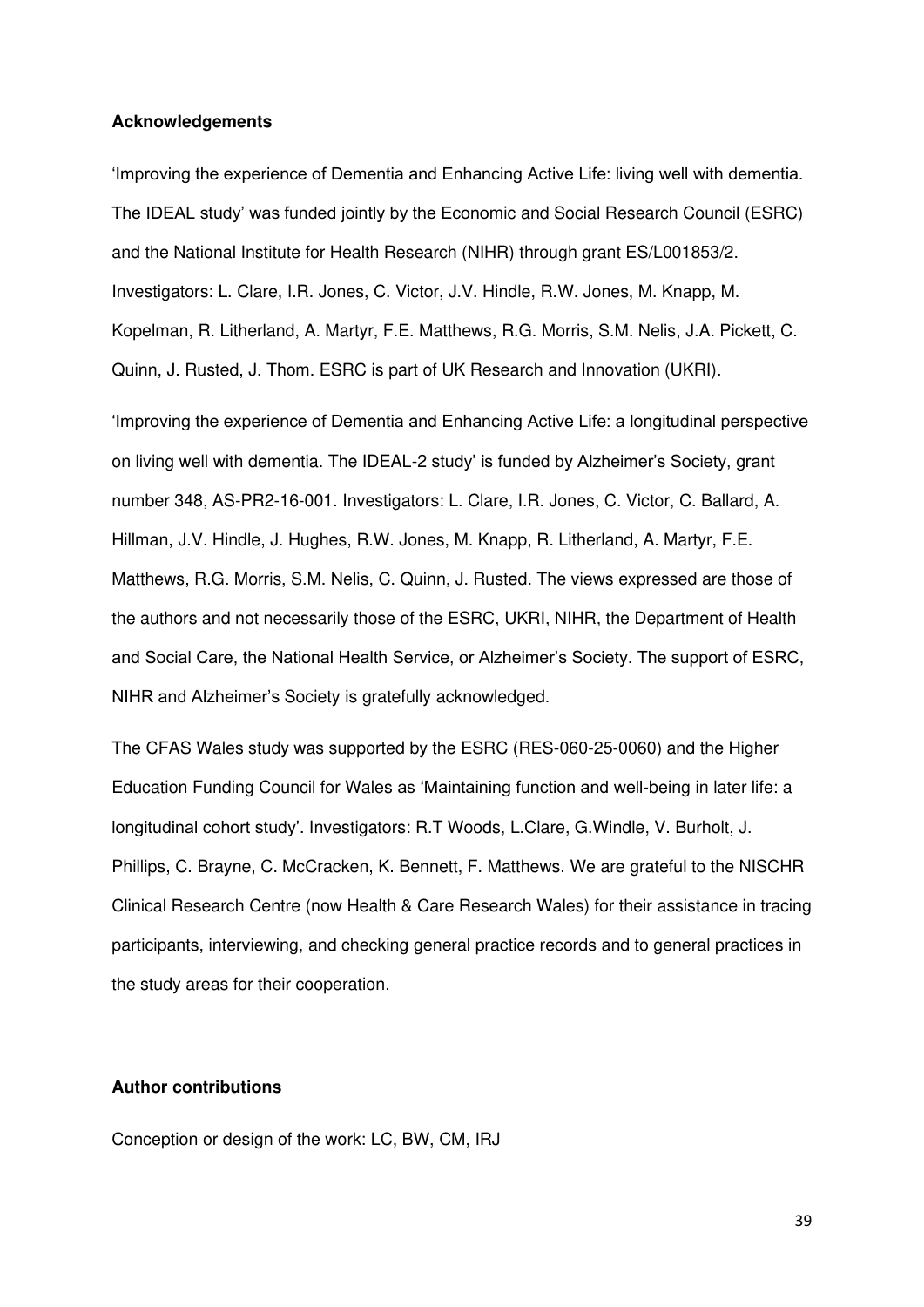**Acknowledgements**

'Improving the experience of Dementia and Enhancing Active Life: living well with dementia. The IDEAL study' was funded jointly by the Economic and Social Research Council (ESRC) and the National Institute for Health Research (NIHR) through grant ES/L001853/2. Investigators: L. Clare, I.R. Jones, C. Victor, J.V. Hindle, R.W. Jones, M. Knapp, M. Kopelman, R. Litherland, A. Martyr, F.E. Matthews, R.G. Morris, S.M. Nelis, J.A. Pickett, C. Quinn, J. Rusted, J. Thom. ESRC is part of UK Research and Innovation (UKRI).

'Improving the experience of Dementia and Enhancing Active Life: a longitudinal perspective on living well with dementia. The IDEAL-2 study' is funded by Alzheimer's Society, grant number 348, AS-PR2-16-001. Investigators: L. Clare, I.R. Jones, C. Victor, C. Ballard, A. Hillman, J.V. Hindle, J. Hughes, R.W. Jones, M. Knapp, R. Litherland, A. Martyr, F.E. Matthews, R.G. Morris, S.M. Nelis, C. Quinn, J. Rusted. The views expressed are those of the authors and not necessarily those of the ESRC, UKRI, NIHR, the Department of Health and Social Care, the National Health Service, or Alzheimer's Society. The support of ESRC, NIHR and Alzheimer's Society is gratefully acknowledged.

The CFAS Wales study was supported by the ESRC (RES-060-25-0060) and the Higher Education Funding Council for Wales as 'Maintaining function and well-being in later life: a longitudinal cohort study'. Investigators: R.T Woods, L.Clare, G.Windle, V. Burholt, J. Phillips, C. Brayne, C. McCracken, K. Bennett, F. Matthews. We are grateful to the NISCHR Clinical Research Centre (now Health & Care Research Wales) for their assistance in tracing participants, interviewing, and checking general practice records and to general practices in the study areas for their cooperation.

**Author contributions**

Conception or design of the work: LC, BW, CM, IRJ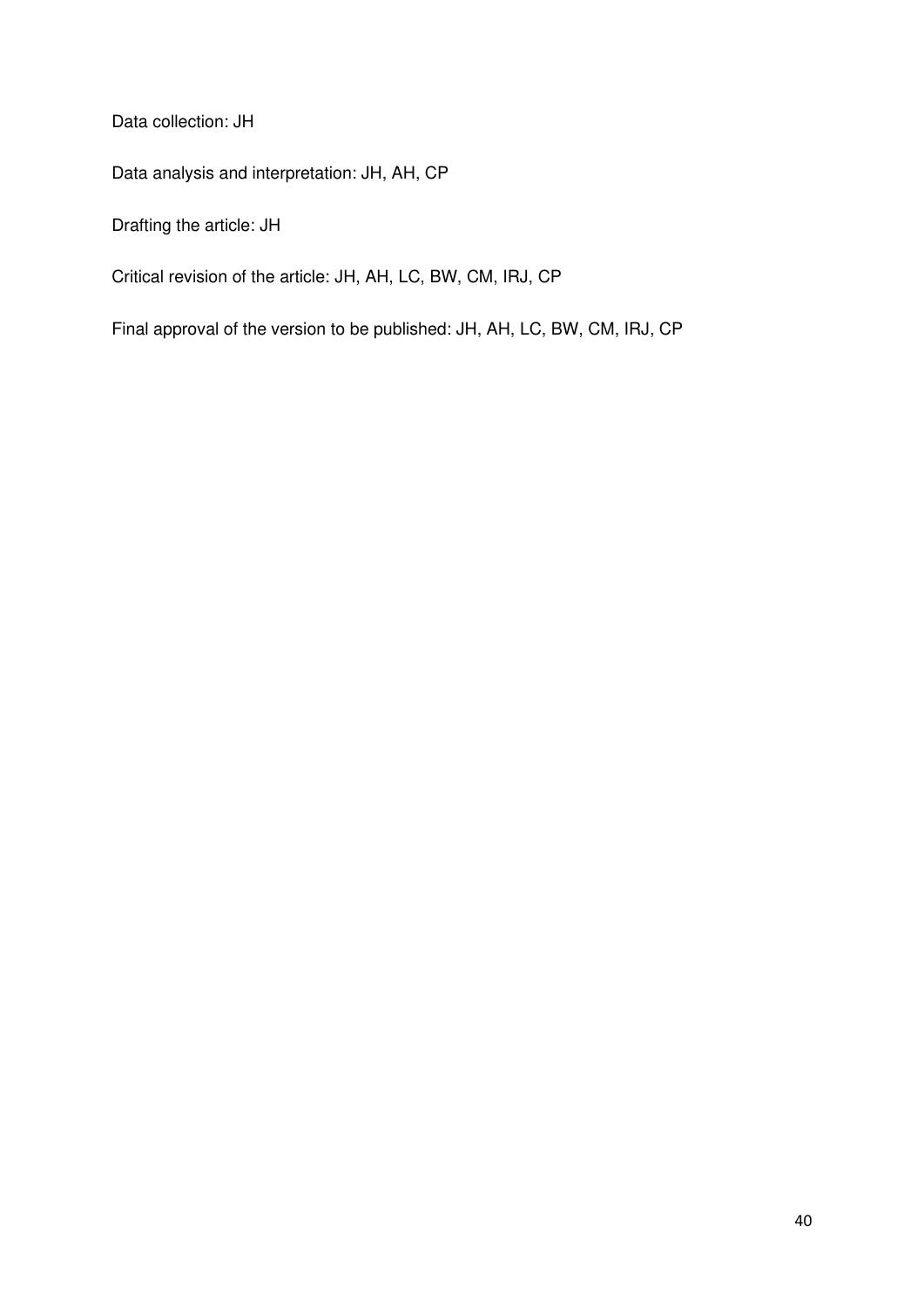Data collection: JH

Data analysis and interpretation: JH, AH, CP

Drafting the article: JH

Critical revision of the article: JH, AH, LC, BW, CM, IRJ, CP

Final approval of the version to be published: JH, AH, LC, BW, CM, IRJ, CP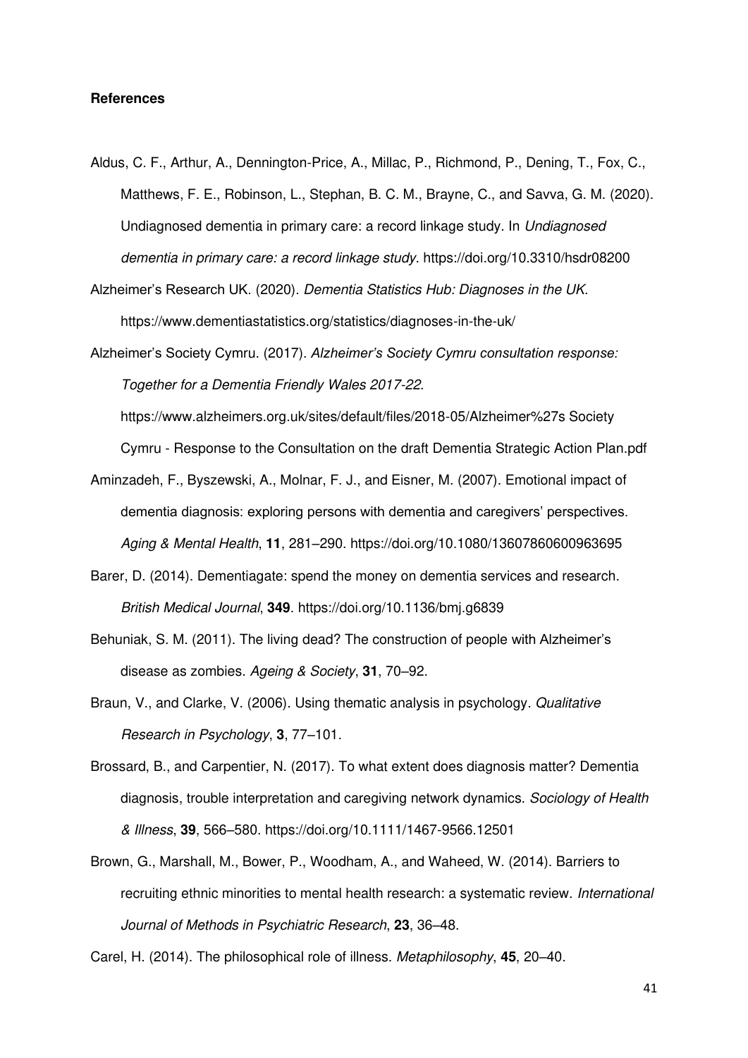**References**

Aldus, C. F., Arthur, A., Dennington-Price, A., Millac, P., Richmond, P., Dening, T., Fox, C., Matthews, F. E., Robinson, L., Stephan, B. C. M., Brayne, C., and Savva, G. M. (2020). Undiagnosed dementia in primary care: a record linkage study. In *Undiagnosed dementia in primary care: a record linkage study*. https://doi.org/10.3310/hsdr08200

Alzheimer's Research UK. (2020). *Dementia Statistics Hub: Diagnoses in the UK*. https://www.dementiastatistics.org/statistics/diagnoses-in-the-uk/

Alzheimer's Society Cymru. (2017). *Alzheimer's Society Cymru consultation response: Together for a Dementia Friendly Wales 2017-22*. https://www.alzheimers.org.uk/sites/default/files/2018-05/Alzheimer%27s Society Cymru - Response to the Consultation on the draft Dementia Strategic Action Plan.pdf

Aminzadeh, F., Byszewski, A., Molnar, F. J., and Eisner, M. (2007). Emotional impact of dementia diagnosis: exploring persons with dementia and caregivers' perspectives. *Aging & Mental Health*, **11**, 281–290. https://doi.org/10.1080/13607860600963695

Barer, D. (2014). Dementiagate: spend the money on dementia services and research. *British Medical Journal*, **349**. https://doi.org/10.1136/bmj.g6839

Behuniak, S. M. (2011). The living dead? The construction of people with Alzheimer's disease as zombies. *Ageing & Society*, **31**, 70–92.

Braun, V., and Clarke, V. (2006). Using thematic analysis in psychology. *Qualitative Research in Psychology*, **3**, 77–101.

Brossard, B., and Carpentier, N. (2017). To what extent does diagnosis matter? Dementia diagnosis, trouble interpretation and caregiving network dynamics. *Sociology of Health & Illness*, **39**, 566–580. https://doi.org/10.1111/1467-9566.12501

Brown, G., Marshall, M., Bower, P., Woodham, A., and Waheed, W. (2014). Barriers to recruiting ethnic minorities to mental health research: a systematic review. *International Journal of Methods in Psychiatric Research*, **23**, 36–48.

Carel, H. (2014). The philosophical role of illness. *Metaphilosophy*, **45**, 20–40.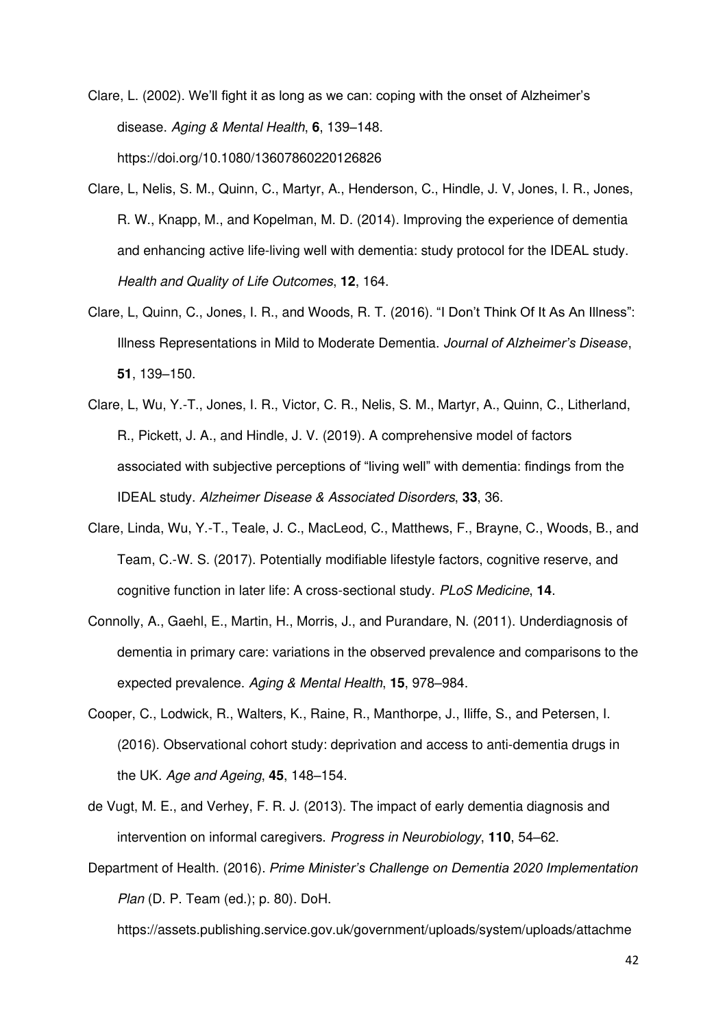Clare, L. (2002). We'll fight it as long as we can: coping with the onset of Alzheimer's disease. *Aging & Mental Health*, **6**, 139–148. https://doi.org/10.1080/13607860220126826

Clare, L, Nelis, S. M., Quinn, C., Martyr, A., Henderson, C., Hindle, J. V, Jones, I. R., Jones, R. W., Knapp, M., and Kopelman, M. D. (2014). Improving the experience of dementia and enhancing active life-living well with dementia: study protocol for the IDEAL study. *Health and Quality of Life Outcomes*, **12**, 164.

Clare, L, Quinn, C., Jones, I. R., and Woods, R. T. (2016). "I Don't Think Of It As An Illness": Illness Representations in Mild to Moderate Dementia. *Journal of Alzheimer's Disease*, **51**, 139–150.

Clare, L, Wu, Y.-T., Jones, I. R., Victor, C. R., Nelis, S. M., Martyr, A., Quinn, C., Litherland, R., Pickett, J. A., and Hindle, J. V. (2019). A comprehensive model of factors associated with subjective perceptions of "living well" with dementia: findings from the IDEAL study. *Alzheimer Disease & Associated Disorders*, **33**, 36.

Clare, Linda, Wu, Y.-T., Teale, J. C., MacLeod, C., Matthews, F., Brayne, C., Woods, B., and Team, C.-W. S. (2017). Potentially modifiable lifestyle factors, cognitive reserve, and cognitive function in later life: A cross-sectional study. *PLoS Medicine*, **14**.

Connolly, A., Gaehl, E., Martin, H., Morris, J., and Purandare, N. (2011). Underdiagnosis of dementia in primary care: variations in the observed prevalence and comparisons to the expected prevalence. *Aging & Mental Health*, **15**, 978–984.

Cooper, C., Lodwick, R., Walters, K., Raine, R., Manthorpe, J., Iliffe, S., and Petersen, I. (2016). Observational cohort study: deprivation and access to anti-dementia drugs in the UK. *Age and Ageing*, **45**, 148–154.

de Vugt, M. E., and Verhey, F. R. J. (2013). The impact of early dementia diagnosis and intervention on informal caregivers. *Progress in Neurobiology*, **110**, 54–62.

Department of Health. (2016). *Prime Minister's Challenge on Dementia 2020 Implementation Plan* (D. P. Team (ed.); p. 80). DoH. https://assets.publishing.service.gov.uk/government/uploads/system/uploads/attachme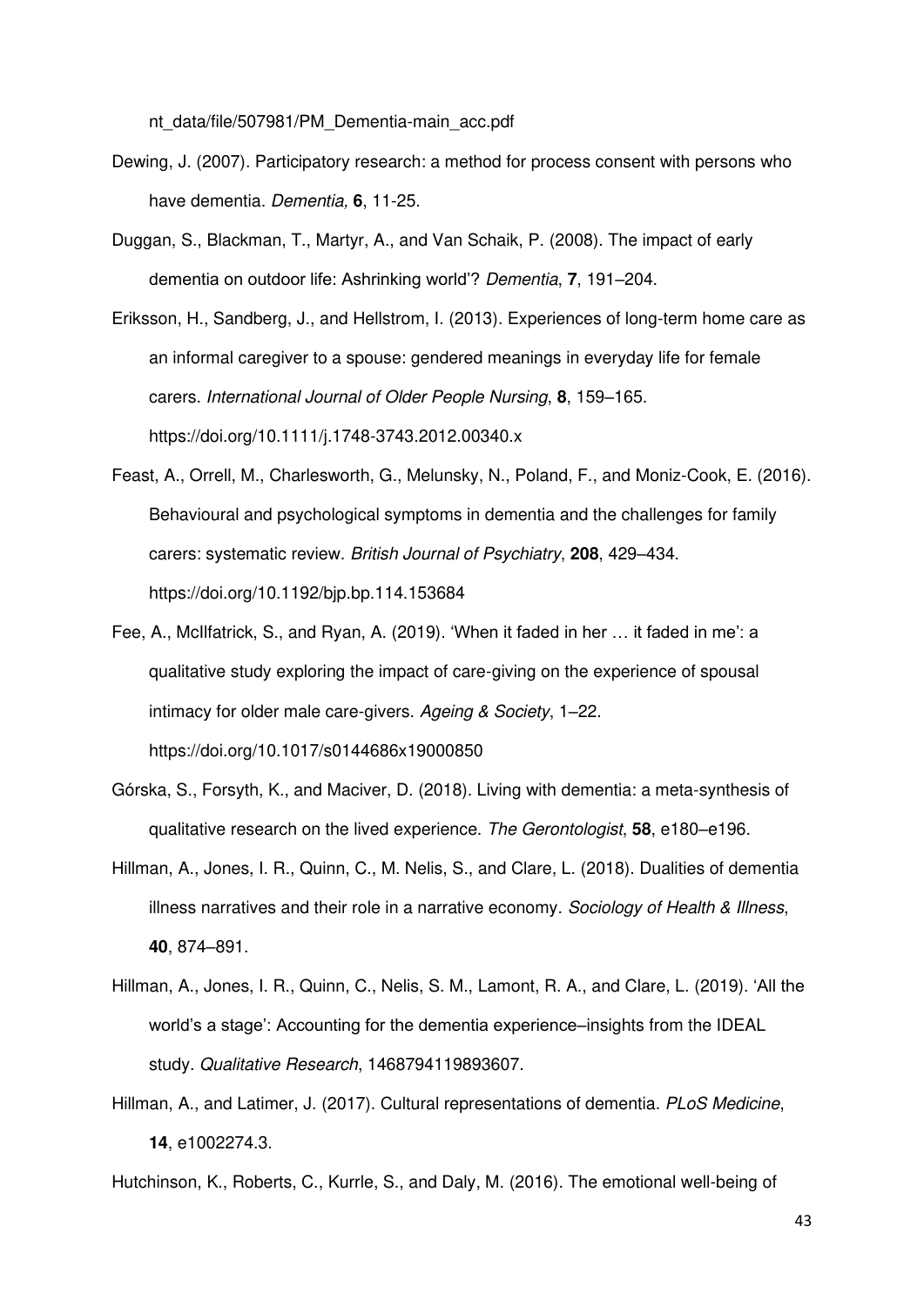nt_data/file/507981/PM_Dementia-main_acc.pdf

Dewing, J. (2007). Participatory research: a method for process consent with persons who have dementia. *Dementia,* **6**, 11-25.

Duggan, S., Blackman, T., Martyr, A., and Van Schaik, P. (2008). The impact of early dementia on outdoor life: Ashrinking world'? *Dementia*, **7**, 191–204.

Eriksson, H., Sandberg, J., and Hellstrom, I. (2013). Experiences of long-term home care as an informal caregiver to a spouse: gendered meanings in everyday life for female carers. *International Journal of Older People Nursing*, **8**, 159–165. https://doi.org/10.1111/j.1748-3743.2012.00340.x

Feast, A., Orrell, M., Charlesworth, G., Melunsky, N., Poland, F., and Moniz-Cook, E. (2016). Behavioural and psychological symptoms in dementia and the challenges for family carers: systematic review. *British Journal of Psychiatry*, **208**, 429–434. https://doi.org/10.1192/bjp.bp.114.153684

Fee, A., McIlfatrick, S., and Ryan, A. (2019). 'When it faded in her … it faded in me': a qualitative study exploring the impact of care-giving on the experience of spousal intimacy for older male care-givers. *Ageing & Society*, 1–22. https://doi.org/10.1017/s0144686x19000850

Górska, S., Forsyth, K., and Maciver, D. (2018). Living with dementia: a meta-synthesis of qualitative research on the lived experience. *The Gerontologist*, **58**, e180–e196.

Hillman, A., Jones, I. R., Quinn, C., M. Nelis, S., and Clare, L. (2018). Dualities of dementia illness narratives and their role in a narrative economy. *Sociology of Health & Illness*, **40**, 874–891.

Hillman, A., Jones, I. R., Quinn, C., Nelis, S. M., Lamont, R. A., and Clare, L. (2019). 'All the world's a stage': Accounting for the dementia experience–insights from the IDEAL study. *Qualitative Research*, 1468794119893607.

Hillman, A., and Latimer, J. (2017). Cultural representations of dementia. *PLoS Medicine*, **14**, e1002274.3.

Hutchinson, K., Roberts, C., Kurrle, S., and Daly, M. (2016). The emotional well-being of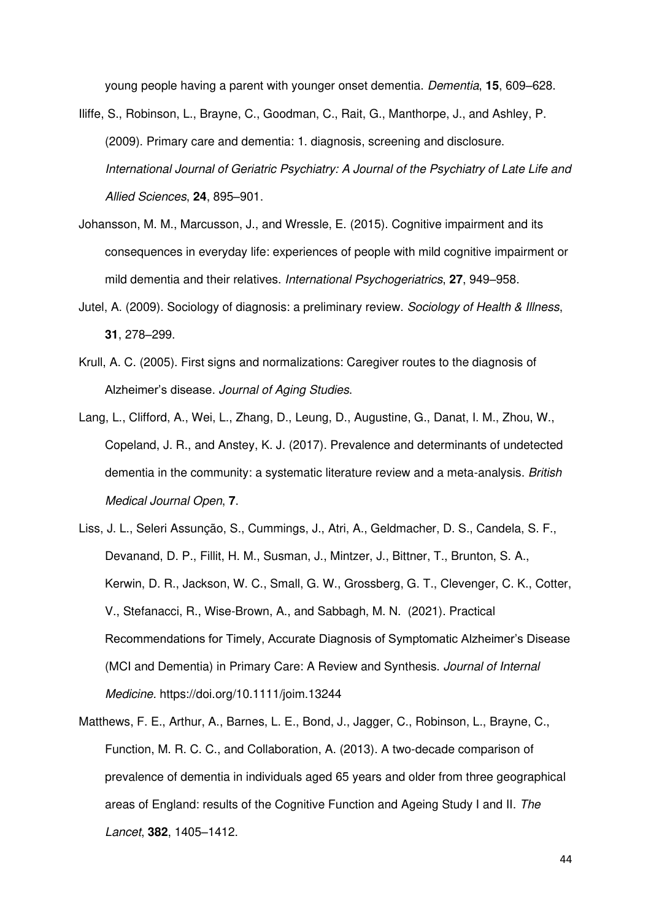young people having a parent with younger onset dementia. *Dementia*, **15**, 609–628.

Iliffe, S., Robinson, L., Brayne, C., Goodman, C., Rait, G., Manthorpe, J., and Ashley, P. (2009). Primary care and dementia: 1. diagnosis, screening and disclosure. *International Journal of Geriatric Psychiatry: A Journal of the Psychiatry of Late Life and Allied Sciences*, **24**, 895–901.

Johansson, M. M., Marcusson, J., and Wressle, E. (2015). Cognitive impairment and its consequences in everyday life: experiences of people with mild cognitive impairment or mild dementia and their relatives. *International Psychogeriatrics*, **27**, 949–958.

Jutel, A. (2009). Sociology of diagnosis: a preliminary review. *Sociology of Health & Illness*, **31**, 278–299.

Krull, A. C. (2005). First signs and normalizations: Caregiver routes to the diagnosis of Alzheimer's disease. *Journal of Aging Studies*.

Lang, L., Clifford, A., Wei, L., Zhang, D., Leung, D., Augustine, G., Danat, I. M., Zhou, W., Copeland, J. R., and Anstey, K. J. (2017). Prevalence and determinants of undetected dementia in the community: a systematic literature review and a meta-analysis. *British Medical Journal Open*, **7**.

Liss, J. L., Seleri Assunção, S., Cummings, J., Atri, A., Geldmacher, D. S., Candela, S. F., Devanand, D. P., Fillit, H. M., Susman, J., Mintzer, J., Bittner, T., Brunton, S. A., Kerwin, D. R., Jackson, W. C., Small, G. W., Grossberg, G. T., Clevenger, C. K., Cotter, V., Stefanacci, R., Wise-Brown, A., and Sabbagh, M. N. (2021). Practical Recommendations for Timely, Accurate Diagnosis of Symptomatic Alzheimer's Disease (MCI and Dementia) in Primary Care: A Review and Synthesis. *Journal of Internal Medicine*. https://doi.org/10.1111/joim.13244

Matthews, F. E., Arthur, A., Barnes, L. E., Bond, J., Jagger, C., Robinson, L., Brayne, C., Function, M. R. C. C., and Collaboration, A. (2013). A two-decade comparison of prevalence of dementia in individuals aged 65 years and older from three geographical areas of England: results of the Cognitive Function and Ageing Study I and II. *The Lancet*, **382**, 1405–1412.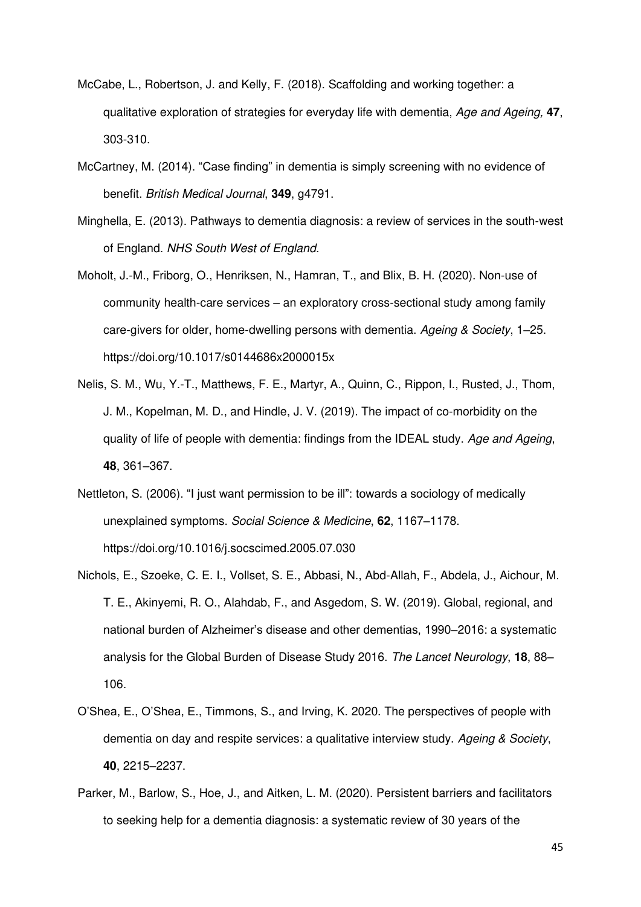McCabe, L., Robertson, J. and Kelly, F. (2018). Scaffolding and working together: a qualitative exploration of strategies for everyday life with dementia, *Age and Ageing,* **47**, 303-310.

McCartney, M. (2014). "Case finding" in dementia is simply screening with no evidence of benefit. *British Medical Journal*, **349**, g4791.

Minghella, E. (2013). Pathways to dementia diagnosis: a review of services in the south-west of England. *NHS South West of England*.

Moholt, J.-M., Friborg, O., Henriksen, N., Hamran, T., and Blix, B. H. (2020). Non-use of community health-care services – an exploratory cross-sectional study among family care-givers for older, home-dwelling persons with dementia. *Ageing & Society*, 1–25. https://doi.org/10.1017/s0144686x2000015x

Nelis, S. M., Wu, Y.-T., Matthews, F. E., Martyr, A., Quinn, C., Rippon, I., Rusted, J., Thom, J. M., Kopelman, M. D., and Hindle, J. V. (2019). The impact of co-morbidity on the quality of life of people with dementia: findings from the IDEAL study. *Age and Ageing*, **48**, 361–367.

Nettleton, S. (2006). "I just want permission to be ill": towards a sociology of medically unexplained symptoms. *Social Science & Medicine*, **62**, 1167–1178. https://doi.org/10.1016/j.socscimed.2005.07.030

Nichols, E., Szoeke, C. E. I., Vollset, S. E., Abbasi, N., Abd-Allah, F., Abdela, J., Aichour, M. T. E., Akinyemi, R. O., Alahdab, F., and Asgedom, S. W. (2019). Global, regional, and national burden of Alzheimer's disease and other dementias, 1990–2016: a systematic analysis for the Global Burden of Disease Study 2016. *The Lancet Neurology*, **18**, 88–106.

O'Shea, E., O'Shea, E., Timmons, S., and Irving, K. 2020. The perspectives of people with dementia on day and respite services: a qualitative interview study. *Ageing & Society*, **40**, 2215–2237.

Parker, M., Barlow, S., Hoe, J., and Aitken, L. M. (2020). Persistent barriers and facilitators to seeking help for a dementia diagnosis: a systematic review of 30 years of the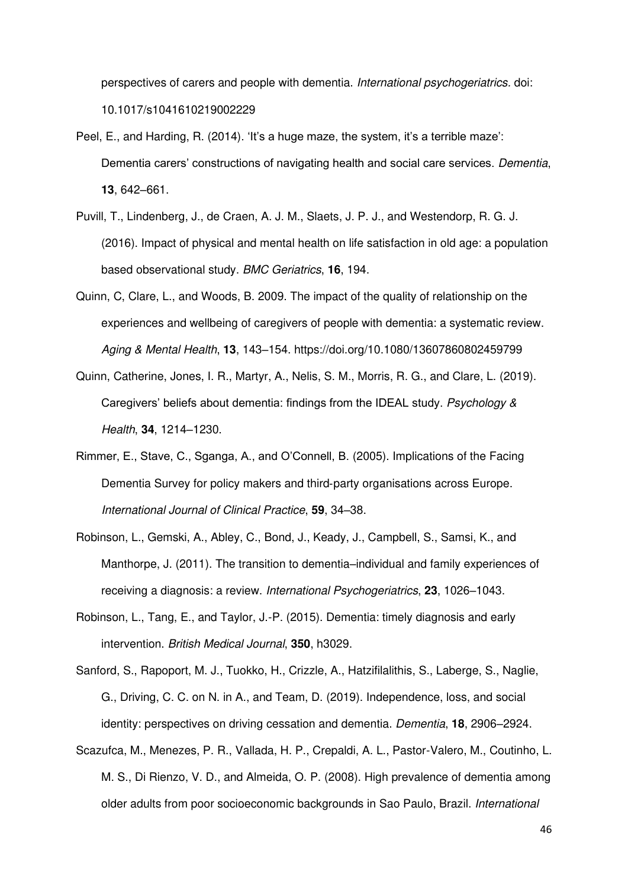perspectives of carers and people with dementia. *International psychogeriatrics.* doi: 10.1017/s1041610219002229

Peel, E., and Harding, R. (2014). 'It's a huge maze, the system, it's a terrible maze': Dementia carers' constructions of navigating health and social care services. *Dementia*, **13**, 642–661.

Puvill, T., Lindenberg, J., de Craen, A. J. M., Slaets, J. P. J., and Westendorp, R. G. J. (2016). Impact of physical and mental health on life satisfaction in old age: a population based observational study. *BMC Geriatrics*, **16**, 194.

Quinn, C, Clare, L., and Woods, B. 2009. The impact of the quality of relationship on the experiences and wellbeing of caregivers of people with dementia: a systematic review. *Aging & Mental Health*, **13**, 143–154. https://doi.org/10.1080/13607860802459799

Quinn, Catherine, Jones, I. R., Martyr, A., Nelis, S. M., Morris, R. G., and Clare, L. (2019). Caregivers' beliefs about dementia: findings from the IDEAL study. *Psychology & Health*, **34**, 1214–1230.

Rimmer, E., Stave, C., Sganga, A., and O'Connell, B. (2005). Implications of the Facing Dementia Survey for policy makers and third-party organisations across Europe. *International Journal of Clinical Practice*, **59**, 34–38.

Robinson, L., Gemski, A., Abley, C., Bond, J., Keady, J., Campbell, S., Samsi, K., and Manthorpe, J. (2011). The transition to dementia–individual and family experiences of receiving a diagnosis: a review. *International Psychogeriatrics*, **23**, 1026–1043.

Robinson, L., Tang, E., and Taylor, J.-P. (2015). Dementia: timely diagnosis and early intervention. *British Medical Journal*, **350**, h3029.

Sanford, S., Rapoport, M. J., Tuokko, H., Crizzle, A., Hatzifilalithis, S., Laberge, S., Naglie, G., Driving, C. C. on N. in A., and Team, D. (2019). Independence, loss, and social identity: perspectives on driving cessation and dementia. *Dementia*, **18**, 2906–2924.

Scazufca, M., Menezes, P. R., Vallada, H. P., Crepaldi, A. L., Pastor-Valero, M., Coutinho, L. M. S., Di Rienzo, V. D., and Almeida, O. P. (2008). High prevalence of dementia among older adults from poor socioeconomic backgrounds in Sao Paulo, Brazil. *International*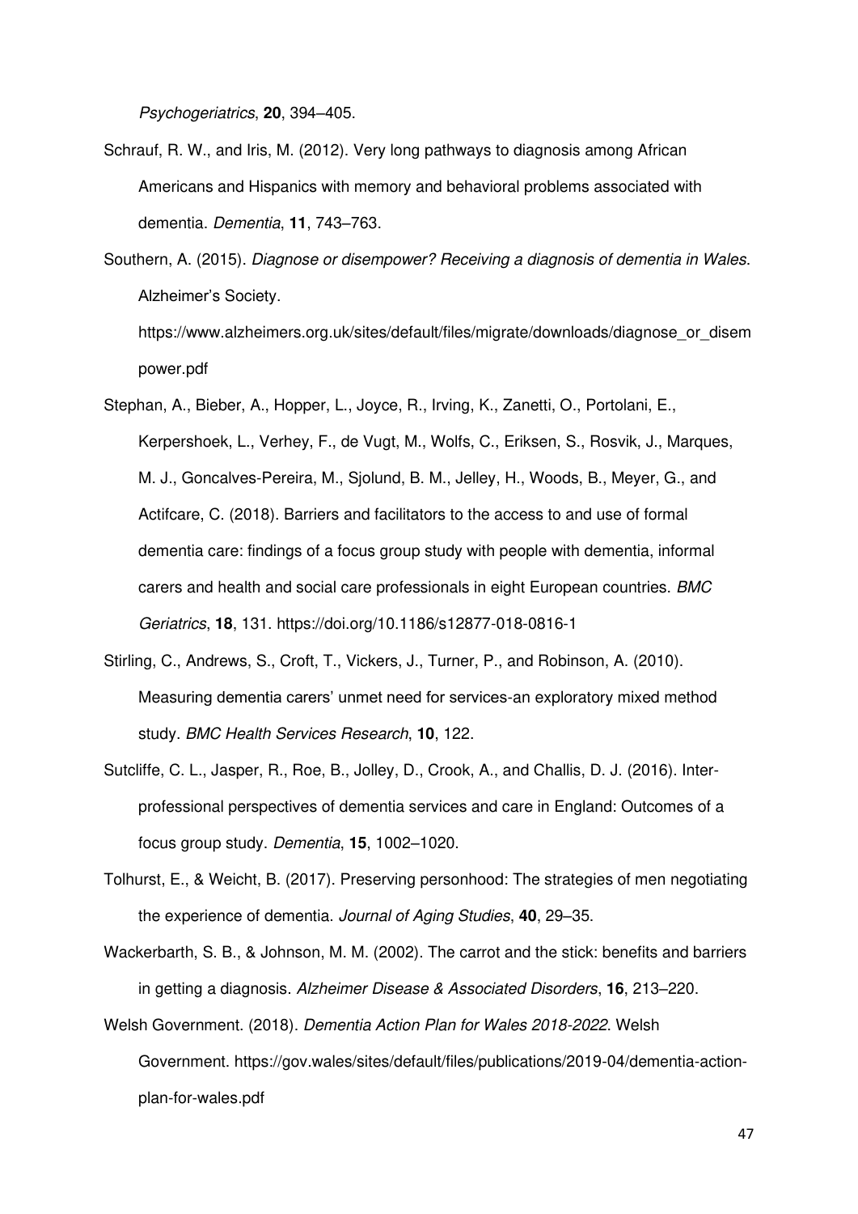*Psychogeriatrics*, **20**, 394–405.

Schrauf, R. W., and Iris, M. (2012). Very long pathways to diagnosis among African Americans and Hispanics with memory and behavioral problems associated with dementia. *Dementia*, **11**, 743–763.

Southern, A. (2015). *Diagnose or disempower? Receiving a diagnosis of dementia in Wales*. Alzheimer's Society. https://www.alzheimers.org.uk/sites/default/files/migrate/downloads/diagnose_or_disempower.pdf

Stephan, A., Bieber, A., Hopper, L., Joyce, R., Irving, K., Zanetti, O., Portolani, E., Kerpershoek, L., Verhey, F., de Vugt, M., Wolfs, C., Eriksen, S., Rosvik, J., Marques, M. J., Goncalves-Pereira, M., Sjolund, B. M., Jelley, H., Woods, B., Meyer, G., and Actifcare, C. (2018). Barriers and facilitators to the access to and use of formal dementia care: findings of a focus group study with people with dementia, informal carers and health and social care professionals in eight European countries. *BMC Geriatrics*, **18**, 131. https://doi.org/10.1186/s12877-018-0816-1

Stirling, C., Andrews, S., Croft, T., Vickers, J., Turner, P., and Robinson, A. (2010). Measuring dementia carers' unmet need for services-an exploratory mixed method study. *BMC Health Services Research*, **10**, 122.

Sutcliffe, C. L., Jasper, R., Roe, B., Jolley, D., Crook, A., and Challis, D. J. (2016). Inter-professional perspectives of dementia services and care in England: Outcomes of a focus group study. *Dementia*, **15**, 1002–1020.

Tolhurst, E., & Weicht, B. (2017). Preserving personhood: The strategies of men negotiating the experience of dementia. *Journal of Aging Studies*, **40**, 29–35.

Wackerbarth, S. B., & Johnson, M. M. (2002). The carrot and the stick: benefits and barriers in getting a diagnosis. *Alzheimer Disease & Associated Disorders*, **16**, 213–220.

Welsh Government. (2018). *Dementia Action Plan for Wales 2018-2022*. Welsh Government. https://gov.wales/sites/default/files/publications/2019-04/dementia-action-plan-for-wales.pdf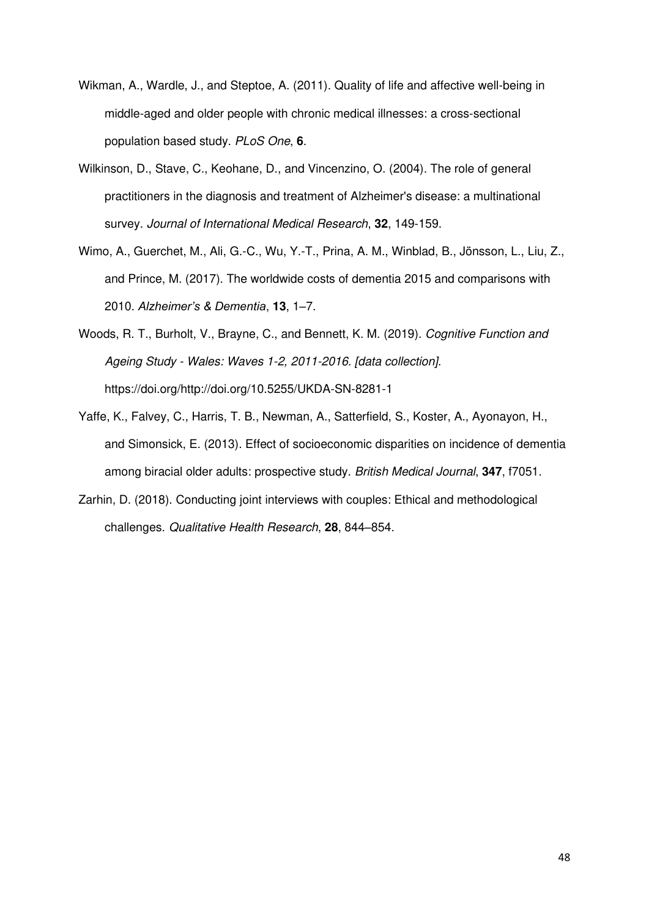Wikman, A., Wardle, J., and Steptoe, A. (2011). Quality of life and affective well-being in middle-aged and older people with chronic medical illnesses: a cross-sectional population based study. *PLoS One*, **6**.

Wilkinson, D., Stave, C., Keohane, D., and Vincenzino, O. (2004). The role of general practitioners in the diagnosis and treatment of Alzheimer's disease: a multinational survey. *Journal of International Medical Research*, **32**, 149-159.

Wimo, A., Guerchet, M., Ali, G.-C., Wu, Y.-T., Prina, A. M., Winblad, B., Jönsson, L., Liu, Z., and Prince, M. (2017). The worldwide costs of dementia 2015 and comparisons with 2010. *Alzheimer's & Dementia*, **13**, 1–7.

Woods, R. T., Burholt, V., Brayne, C., and Bennett, K. M. (2019). *Cognitive Function and Ageing Study - Wales: Waves 1-2, 2011-2016. [data collection]*. https://doi.org/http://doi.org/10.5255/UKDA-SN-8281-1

Yaffe, K., Falvey, C., Harris, T. B., Newman, A., Satterfield, S., Koster, A., Ayonayon, H., and Simonsick, E. (2013). Effect of socioeconomic disparities on incidence of dementia among biracial older adults: prospective study. *British Medical Journal*, **347**, f7051.

Zarhin, D. (2018). Conducting joint interviews with couples: Ethical and methodological challenges. *Qualitative Health Research*, **28**, 844–854.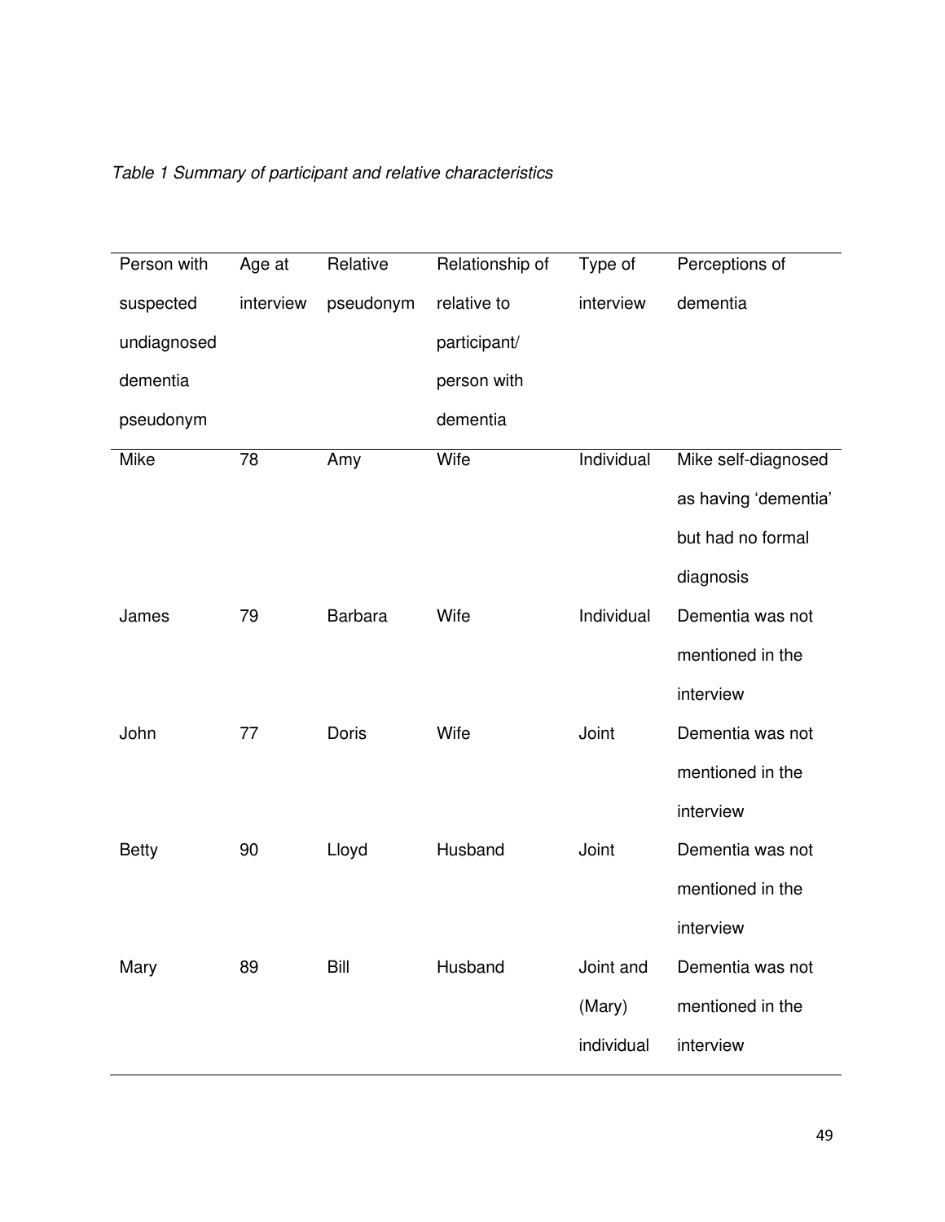*Table 1 Summary of participant and relative characteristics*

| Person with suspected undiagnosed dementia pseudonym | Age at interview | Relative pseudonym | Relationship of relative to participant/ person with dementia | Type of interview | Perceptions of dementia |
|---|---|---|---|---|---|
| Mike | 78 | Amy | Wife | Individual | Mike self-diagnosed as having 'dementia' but had no formal diagnosis |
| James | 79 | Barbara | Wife | Individual | Dementia was not mentioned in the interview |
| John | 77 | Doris | Wife | Joint | Dementia was not mentioned in the interview |
| Betty | 90 | Lloyd | Husband | Joint | Dementia was not mentioned in the interview |
| Mary | 89 | Bill | Husband | Joint and (Mary) individual | Dementia was not mentioned in the interview |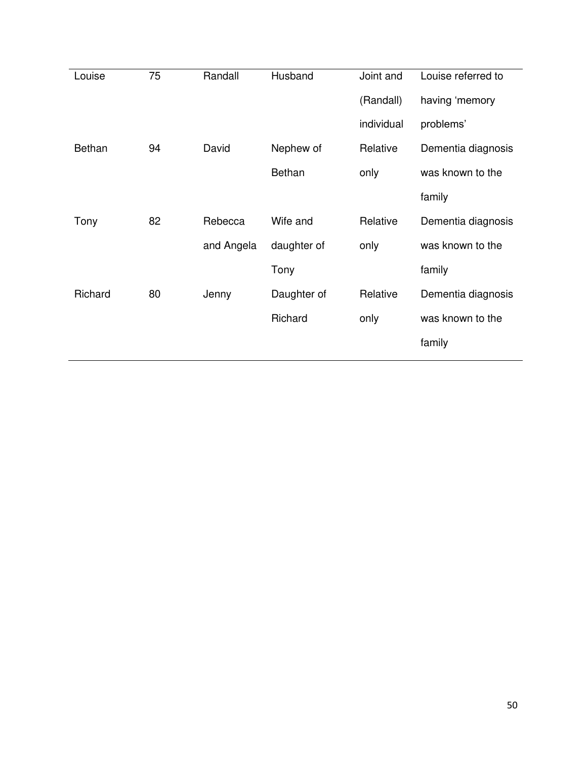| | | | | | |
|---|---|---|---|---|---|
| Louise | 75 | Randall | Husband | Joint and (Randall) individual | Louise referred to having ‘memory problems’ |
| Bethan | 94 | David | Nephew of Bethan | Relative only | Dementia diagnosis was known to the family |
| Tony | 82 | Rebecca and Angela | Wife and daughter of Tony | Relative only | Dementia diagnosis was known to the family |
| Richard | 80 | Jenny | Daughter of Richard | Relative only | Dementia diagnosis was known to the family |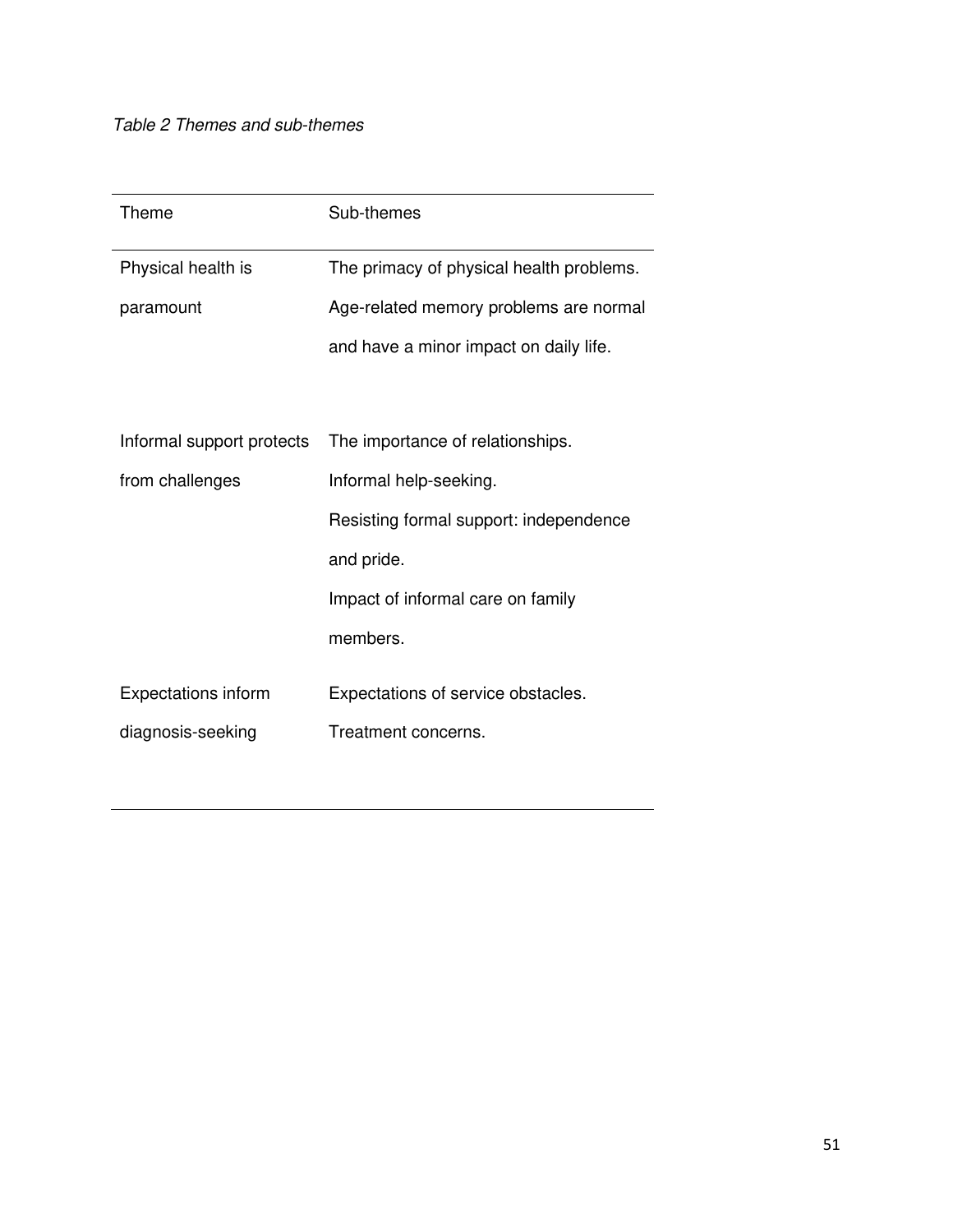*Table 2 Themes and sub-themes*

| Theme | Sub-themes |
|---|---|
| Physical health is paramount | The primacy of physical health problems.<br>Age-related memory problems are normal and have a minor impact on daily life. |
| Informal support protects from challenges | The importance of relationships.<br>Informal help-seeking.<br>Resisting formal support: independence and pride.<br>Impact of informal care on family members. |
| Expectations inform diagnosis-seeking | Expectations of service obstacles.<br>Treatment concerns. |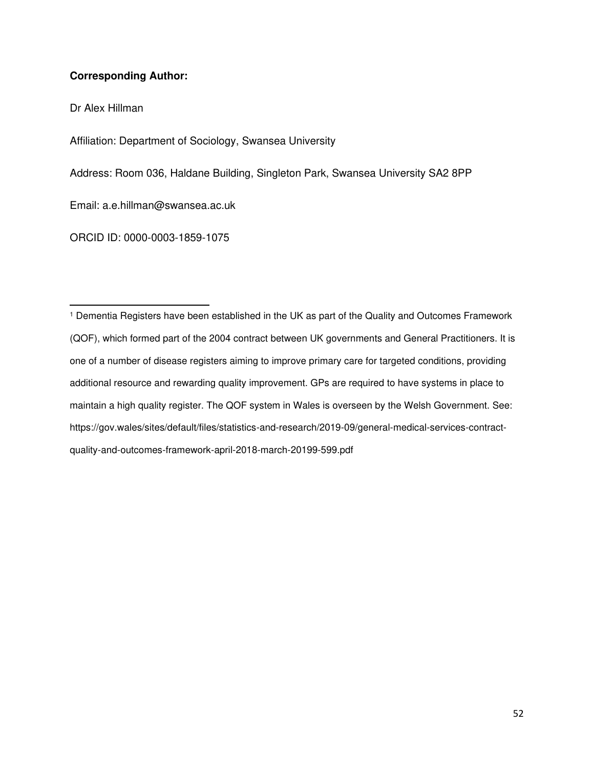**Corresponding Author:**

Dr Alex Hillman

Affiliation: Department of Sociology, Swansea University

Address: Room 036, Haldane Building, Singleton Park, Swansea University SA2 8PP

Email: a.e.hillman@swansea.ac.uk

ORCID ID: 0000-0003-1859-1075

---

[1] Dementia Registers have been established in the UK as part of the Quality and Outcomes Framework (QOF), which formed part of the 2004 contract between UK governments and General Practitioners. It is one of a number of disease registers aiming to improve primary care for targeted conditions, providing additional resource and rewarding quality improvement. GPs are required to have systems in place to maintain a high quality register. The QOF system in Wales is overseen by the Welsh Government. See: https://gov.wales/sites/default/files/statistics-and-research/2019-09/general-medical-services-contract-quality-and-outcomes-framework-april-2018-march-20199-599.pdf